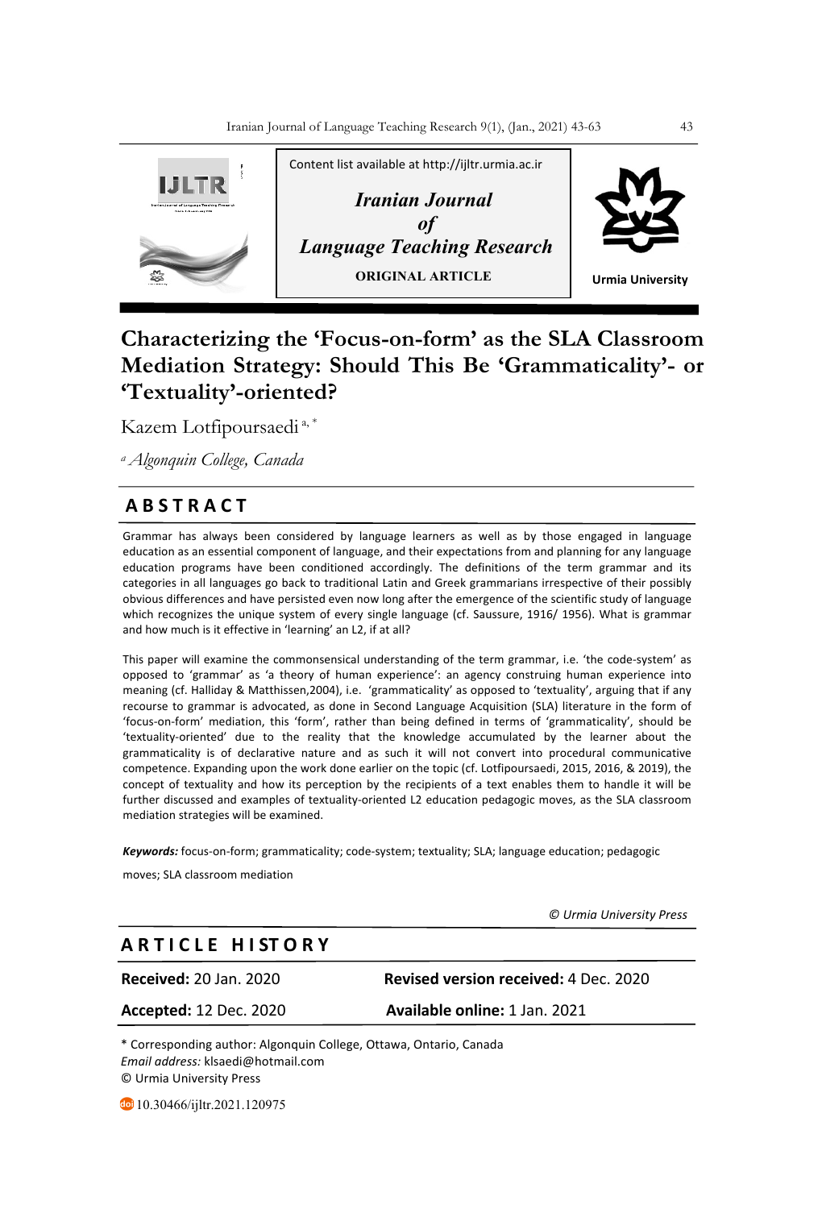Content list available at http://ijltr.urmia.ac.ir

*Iranian Journal of Language Teaching Research*

**ORIGINAL ARTICLE**

Urmia University

# Characterizing the 'Focus-on-form' as the SLA Classroom Mediation Strategy: Should This Be 'Grammaticality'- or 'Textuality'-oriented?

Kazem Lotfipoursaedi [a, *]

[a] *Algonquin College, Canada*

## ABSTRACT

Grammar has always been considered by language learners as well as by those engaged in language education as an essential component of language, and their expectations from and planning for any language education programs have been conditioned accordingly. The definitions of the term grammar and its categories in all languages go back to traditional Latin and Greek grammarians irrespective of their possibly obvious differences and have persisted even now long after the emergence of the scientific study of language which recognizes the unique system of every single language (cf. Saussure, 1916/ 1956). What is grammar and how much is it effective in 'learning' an L2, if at all?

This paper will examine the commonsensical understanding of the term grammar, i.e. 'the code-system' as opposed to 'grammar' as 'a theory of human experience': an agency construing human experience into meaning (cf. Halliday & Matthissen,2004), i.e. 'grammaticality' as opposed to 'textuality', arguing that if any recourse to grammar is advocated, as done in Second Language Acquisition (SLA) literature in the form of 'focus-on-form' mediation, this 'form', rather than being defined in terms of 'grammaticality', should be 'textuality-oriented' due to the reality that the knowledge accumulated by the learner about the grammaticality is of declarative nature and as such it will not convert into procedural communicative competence. Expanding upon the work done earlier on the topic (cf. Lotfipoursaedi, 2015, 2016, & 2019), the concept of textuality and how its perception by the recipients of a text enables them to handle it will be further discussed and examples of textuality-oriented L2 education pedagogic moves, as the SLA classroom mediation strategies will be examined.

***Keywords:*** focus-on-form; grammaticality; code-system; textuality; SLA; language education; pedagogic moves; SLA classroom mediation

*© Urmia University Press*

## ARTICLE HISTORY

**Received:** 20 Jan. 2020 **Revised version received:** 4 Dec. 2020

**Accepted:** 12 Dec. 2020 **Available online:** 1 Jan. 2021

* Corresponding author: Algonquin College, Ottawa, Ontario, Canada
*Email address:* klsaedi@hotmail.com
© Urmia University Press

10.30466/ijltr.2021.120975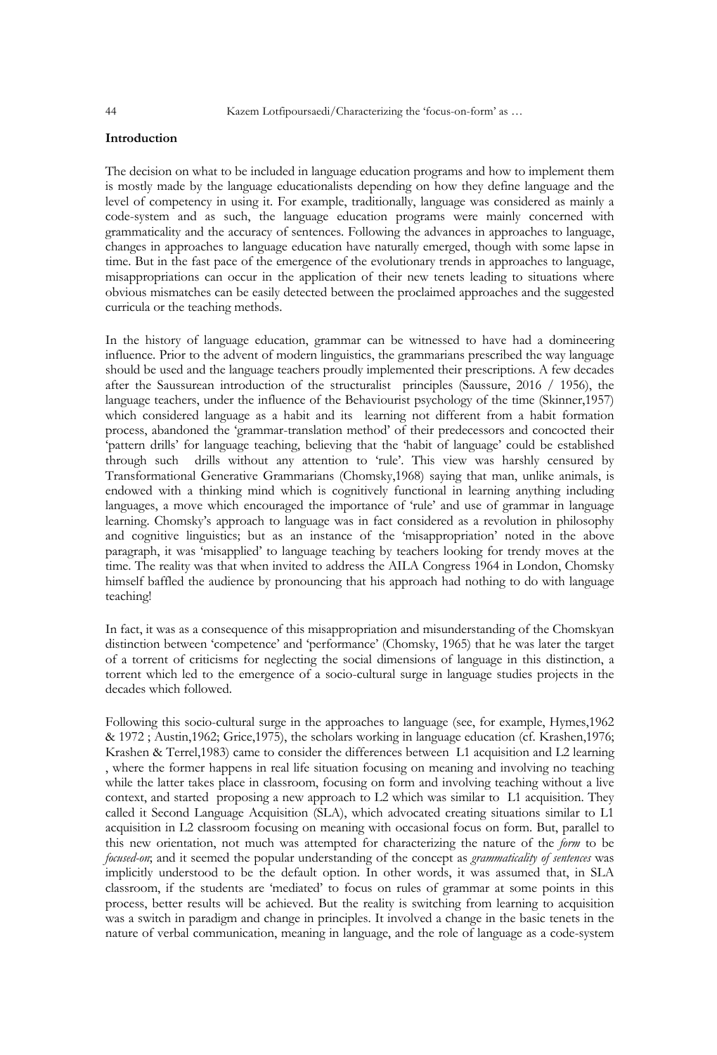**Introduction**

The decision on what to be included in language education programs and how to implement them is mostly made by the language educationalists depending on how they define language and the level of competency in using it. For example, traditionally, language was considered as mainly a code-system and as such, the language education programs were mainly concerned with grammaticality and the accuracy of sentences. Following the advances in approaches to language, changes in approaches to language education have naturally emerged, though with some lapse in time. But in the fast pace of the emergence of the evolutionary trends in approaches to language, misappropriations can occur in the application of their new tenets leading to situations where obvious mismatches can be easily detected between the proclaimed approaches and the suggested curricula or the teaching methods.

In the history of language education, grammar can be witnessed to have had a domineering influence. Prior to the advent of modern linguistics, the grammarians prescribed the way language should be used and the language teachers proudly implemented their prescriptions. A few decades after the Saussurean introduction of the structuralist principles (Saussure, 2016 / 1956), the language teachers, under the influence of the Behaviourist psychology of the time (Skinner,1957) which considered language as a habit and its learning not different from a habit formation process, abandoned the 'grammar-translation method' of their predecessors and concocted their 'pattern drills' for language teaching, believing that the 'habit of language' could be established through such drills without any attention to 'rule'. This view was harshly censured by Transformational Generative Grammarians (Chomsky,1968) saying that man, unlike animals, is endowed with a thinking mind which is cognitively functional in learning anything including languages, a move which encouraged the importance of 'rule' and use of grammar in language learning. Chomsky's approach to language was in fact considered as a revolution in philosophy and cognitive linguistics; but as an instance of the 'misappropriation' noted in the above paragraph, it was 'misapplied' to language teaching by teachers looking for trendy moves at the time. The reality was that when invited to address the AILA Congress 1964 in London, Chomsky himself baffled the audience by pronouncing that his approach had nothing to do with language teaching!

In fact, it was as a consequence of this misappropriation and misunderstanding of the Chomskyan distinction between 'competence' and 'performance' (Chomsky, 1965) that he was later the target of a torrent of criticisms for neglecting the social dimensions of language in this distinction, a torrent which led to the emergence of a socio-cultural surge in language studies projects in the decades which followed.

Following this socio-cultural surge in the approaches to language (see, for example, Hymes,1962 & 1972 ; Austin,1962; Grice,1975), the scholars working in language education (cf. Krashen,1976; Krashen & Terrel,1983) came to consider the differences between L1 acquisition and L2 learning , where the former happens in real life situation focusing on meaning and involving no teaching while the latter takes place in classroom, focusing on form and involving teaching without a live context, and started proposing a new approach to L2 which was similar to L1 acquisition. They called it Second Language Acquisition (SLA), which advocated creating situations similar to L1 acquisition in L2 classroom focusing on meaning with occasional focus on form. But, parallel to this new orientation, not much was attempted for characterizing the nature of the *form* to be *focused-on*; and it seemed the popular understanding of the concept as *grammaticality of sentences* was implicitly understood to be the default option. In other words, it was assumed that, in SLA classroom, if the students are 'mediated' to focus on rules of grammar at some points in this process, better results will be achieved. But the reality is switching from learning to acquisition was a switch in paradigm and change in principles. It involved a change in the basic tenets in the nature of verbal communication, meaning in language, and the role of language as a code-system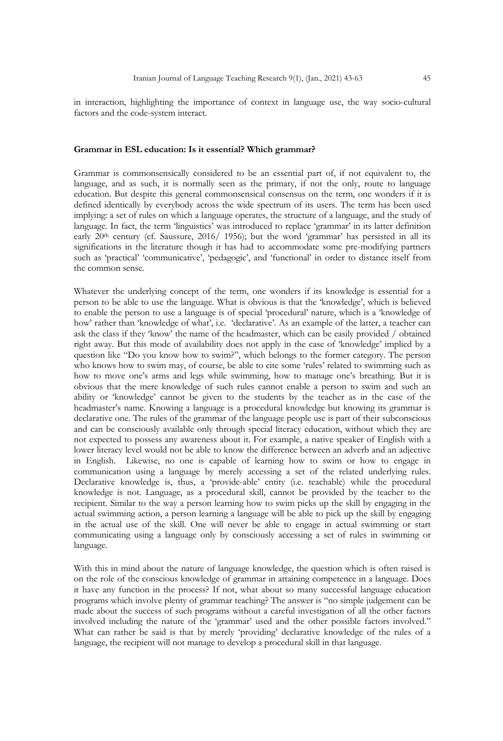in interaction, highlighting the importance of context in language use, the way socio-cultural factors and the code-system interact.

## Grammar in ESL education: Is it essential? Which grammar?

Grammar is commonsensically considered to be an essential part of, if not equivalent to, the language, and as such, it is normally seen as the primary, if not the only, route to language education. But despite this general commonsensical consensus on the term, one wonders if it is defined identically by everybody across the wide spectrum of its users. The term has been used implying: a set of rules on which a language operates, the structure of a language, and the study of language. In fact, the term 'linguistics' was introduced to replace 'grammar' in its latter definition early 20th century (cf. Saussure, 2016/ 1956); but the word 'grammar' has persisted in all its significations in the literature though it has had to accommodate some pre-modifying partners such as 'practical' 'communicative', 'pedagogic', and 'functional' in order to distance itself from the common sense.

Whatever the underlying concept of the term, one wonders if its knowledge is essential for a person to be able to use the language. What is obvious is that the 'knowledge', which is believed to enable the person to use a language is of special 'procedural' nature, which is a 'knowledge of how' rather than 'knowledge of what', i.e. 'declarative'. As an example of the latter, a teacher can ask the class if they 'know' the name of the headmaster, which can be easily provided / obtained right away. But this mode of availability does not apply in the case of 'knowledge' implied by a question like "Do you know how to swim?", which belongs to the former category. The person who knows how to swim may, of course, be able to cite some 'rules' related to swimming such as how to move one's arms and legs while swimming, how to manage one's breathing. But it is obvious that the mere knowledge of such rules cannot enable a person to swim and such an ability or 'knowledge' cannot be given to the students by the teacher as in the case of the headmaster's name. Knowing a language is a procedural knowledge but knowing its grammar is declarative one. The rules of the grammar of the language people use is part of their subconscious and can be consciously available only through special literacy education, without which they are not expected to possess any awareness about it. For example, a native speaker of English with a lower literacy level would not be able to know the difference between an adverb and an adjective in English. Likewise, no one is capable of learning how to swim or how to engage in communication using a language by merely accessing a set of the related underlying rules. Declarative knowledge is, thus, a 'provide-able' entity (i.e. teachable) while the procedural knowledge is not. Language, as a procedural skill, cannot be provided by the teacher to the recipient. Similar to the way a person learning how to swim picks up the skill by engaging in the actual swimming action, a person learning a language will be able to pick up the skill by engaging in the actual use of the skill. One will never be able to engage in actual swimming or start communicating using a language only by consciously accessing a set of rules in swimming or language.

With this in mind about the nature of language knowledge, the question which is often raised is on the role of the conscious knowledge of grammar in attaining competence in a language. Does it have any function in the process? If not, what about so many successful language education programs which involve plenty of grammar teaching? The answer is "no simple judgement can be made about the success of such programs without a careful investigation of all the other factors involved including the nature of the 'grammar' used and the other possible factors involved." What can rather be said is that by merely 'providing' declarative knowledge of the rules of a language, the recipient will not manage to develop a procedural skill in that language.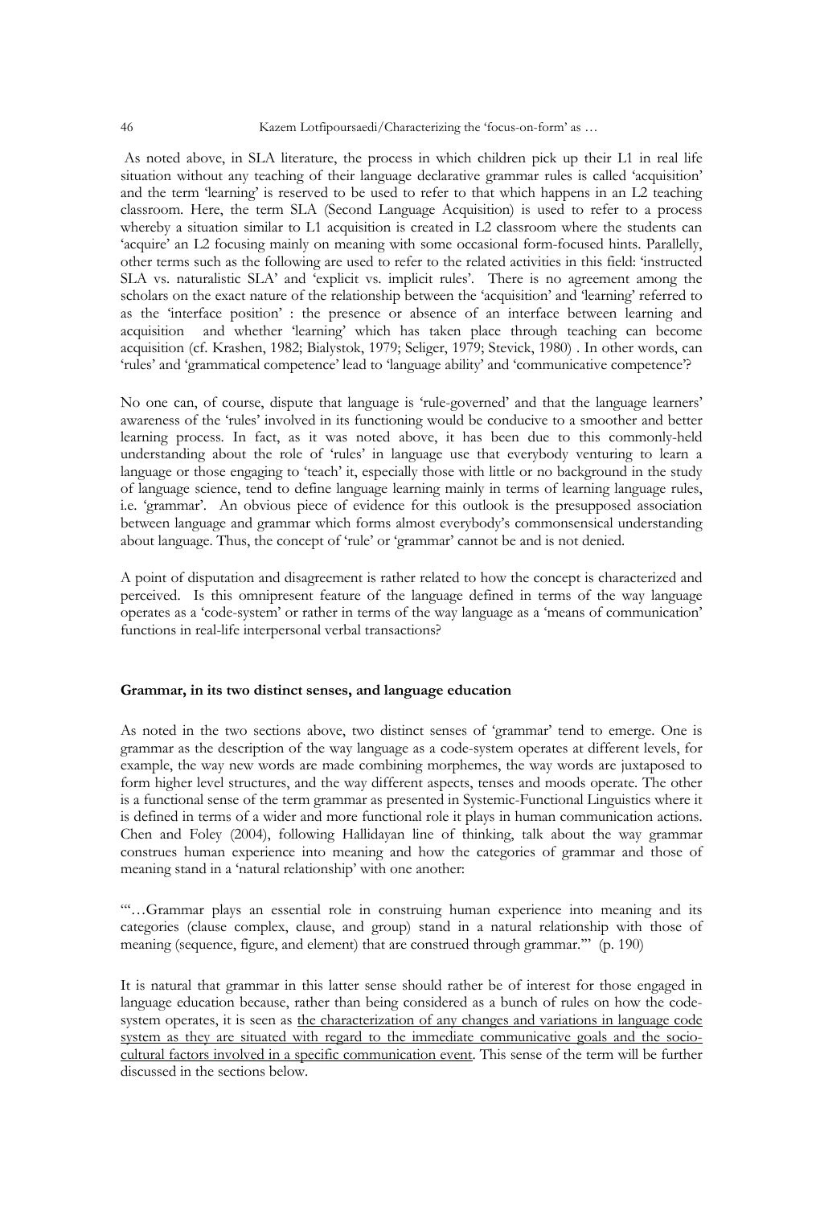As noted above, in SLA literature, the process in which children pick up their L1 in real life situation without any teaching of their language declarative grammar rules is called 'acquisition' and the term 'learning' is reserved to be used to refer to that which happens in an L2 teaching classroom. Here, the term SLA (Second Language Acquisition) is used to refer to a process whereby a situation similar to L1 acquisition is created in L2 classroom where the students can 'acquire' an L2 focusing mainly on meaning with some occasional form-focused hints. Parallelly, other terms such as the following are used to refer to the related activities in this field: 'instructed SLA vs. naturalistic SLA' and 'explicit vs. implicit rules'. There is no agreement among the scholars on the exact nature of the relationship between the 'acquisition' and 'learning' referred to as the 'interface position' : the presence or absence of an interface between learning and acquisition and whether 'learning' which has taken place through teaching can become acquisition (cf. Krashen, 1982; Bialystok, 1979; Seliger, 1979; Stevick, 1980) . In other words, can 'rules' and 'grammatical competence' lead to 'language ability' and 'communicative competence'?

No one can, of course, dispute that language is 'rule-governed' and that the language learners' awareness of the 'rules' involved in its functioning would be conducive to a smoother and better learning process. In fact, as it was noted above, it has been due to this commonly-held understanding about the role of 'rules' in language use that everybody venturing to learn a language or those engaging to 'teach' it, especially those with little or no background in the study of language science, tend to define language learning mainly in terms of learning language rules, i.e. 'grammar'. An obvious piece of evidence for this outlook is the presupposed association between language and grammar which forms almost everybody's commonsensical understanding about language. Thus, the concept of 'rule' or 'grammar' cannot be and is not denied.

A point of disputation and disagreement is rather related to how the concept is characterized and perceived. Is this omnipresent feature of the language defined in terms of the way language operates as a 'code-system' or rather in terms of the way language as a 'means of communication' functions in real-life interpersonal verbal transactions?

**Grammar, in its two distinct senses, and language education**

As noted in the two sections above, two distinct senses of 'grammar' tend to emerge. One is grammar as the description of the way language as a code-system operates at different levels, for example, the way new words are made combining morphemes, the way words are juxtaposed to form higher level structures, and the way different aspects, tenses and moods operate. The other is a functional sense of the term grammar as presented in Systemic-Functional Linguistics where it is defined in terms of a wider and more functional role it plays in human communication actions. Chen and Foley (2004), following Hallidayan line of thinking, talk about the way grammar construes human experience into meaning and how the categories of grammar and those of meaning stand in a 'natural relationship' with one another:

"'…Grammar plays an essential role in construing human experience into meaning and its categories (clause complex, clause, and group) stand in a natural relationship with those of meaning (sequence, figure, and element) that are construed through grammar.'" (p. 190)

It is natural that grammar in this latter sense should rather be of interest for those engaged in language education because, rather than being considered as a bunch of rules on how the code-system operates, it is seen as <u>the characterization of any changes and variations in language code system as they are situated with regard to the immediate communicative goals and the socio-cultural factors involved in a specific communication event</u>. This sense of the term will be further discussed in the sections below.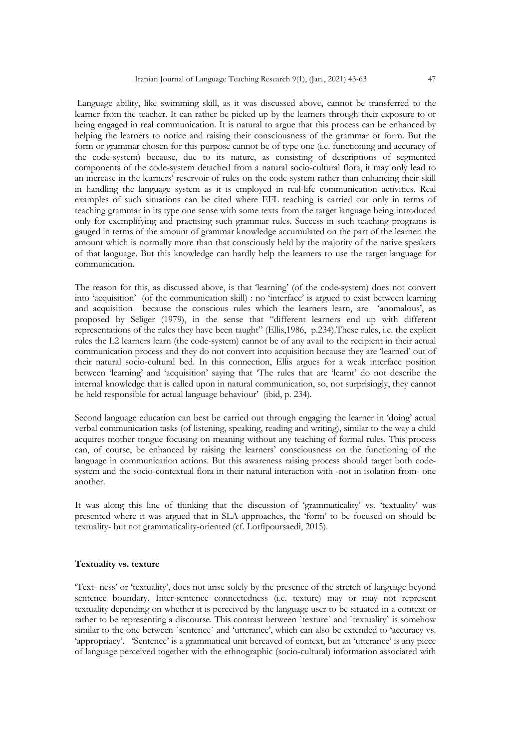Language ability, like swimming skill, as it was discussed above, cannot be transferred to the learner from the teacher. It can rather be picked up by the learners through their exposure to or being engaged in real communication. It is natural to argue that this process can be enhanced by helping the learners to notice and raising their consciousness of the grammar or form. But the form or grammar chosen for this purpose cannot be of type one (i.e. functioning and accuracy of the code-system) because, due to its nature, as consisting of descriptions of segmented components of the code-system detached from a natural socio-cultural flora, it may only lead to an increase in the learners' reservoir of rules on the code system rather than enhancing their skill in handling the language system as it is employed in real-life communication activities. Real examples of such situations can be cited where EFL teaching is carried out only in terms of teaching grammar in its type one sense with some texts from the target language being introduced only for exemplifying and practising such grammar rules. Success in such teaching programs is gauged in terms of the amount of grammar knowledge accumulated on the part of the learner: the amount which is normally more than that consciously held by the majority of the native speakers of that language. But this knowledge can hardly help the learners to use the target language for communication.

The reason for this, as discussed above, is that 'learning' (of the code-system) does not convert into 'acquisition' (of the communication skill) : no 'interface' is argued to exist between learning and acquisition because the conscious rules which the learners learn, are 'anomalous', as proposed by Seliger (1979), in the sense that "different learners end up with different representations of the rules they have been taught" (Ellis,1986, p.234).These rules, i.e. the explicit rules the L2 learners learn (the code-system) cannot be of any avail to the recipient in their actual communication process and they do not convert into acquisition because they are 'learned' out of their natural socio-cultural bed. In this connection, Ellis argues for a weak interface position between 'learning' and 'acquisition' saying that 'The rules that are 'learnt' do not describe the internal knowledge that is called upon in natural communication, so, not surprisingly, they cannot be held responsible for actual language behaviour' (ibid, p. 234).

Second language education can best be carried out through engaging the learner in 'doing' actual verbal communication tasks (of listening, speaking, reading and writing), similar to the way a child acquires mother tongue focusing on meaning without any teaching of formal rules. This process can, of course, be enhanced by raising the learners' consciousness on the functioning of the language in communication actions. But this awareness raising process should target both code-system and the socio-contextual flora in their natural interaction with -not in isolation from- one another.

It was along this line of thinking that the discussion of 'grammaticality' vs. 'textuality' was presented where it was argued that in SLA approaches, the 'form' to be focused on should be textuality- but not grammaticality-oriented (cf. Lotfipoursaedi, 2015).

## Textuality vs. texture

'Text- ness' or 'textuality', does not arise solely by the presence of the stretch of language beyond sentence boundary. Inter-sentence connectedness (i.e. texture) may or may not represent textuality depending on whether it is perceived by the language user to be situated in a context or rather to be representing a discourse. This contrast between `texture` and `textuality` is somehow similar to the one between `sentence` and 'utterance', which can also be extended to 'accuracy vs. 'appropriacy'. 'Sentence' is a grammatical unit bereaved of context, but an 'utterance' is any piece of language perceived together with the ethnographic (socio-cultural) information associated with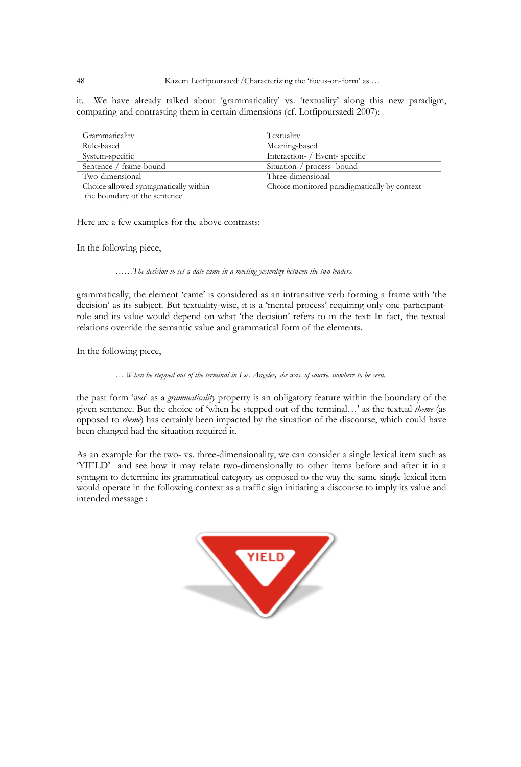it. We have already talked about 'grammaticality' vs. 'textuality' along this new paradigm, comparing and contrasting them in certain dimensions (cf. Lotfipoursaedi 2007):

| Grammaticality | Textuality |
|---|---|
| Rule-based | Meaning-based |
| System-specific | Interaction- / Event- specific |
| Sentence-/ frame-bound | Situation-/ process- bound |
| Two-dimensional<br>Choice allowed syntagmatically within the boundary of the sentence | Three-dimensional<br>Choice monitored paradigmatically by context |

Here are a few examples for the above contrasts:

In the following piece,

> ……*<u>The decision</u> to set a date came in a meeting yesterday between the two leaders.*

grammatically, the element 'came' is considered as an intransitive verb forming a frame with 'the decision' as its subject. But textuality-wise, it is a 'mental process' requiring only one participant-role and its value would depend on what 'the decision' refers to in the text: In fact, the textual relations override the semantic value and grammatical form of the elements.

In the following piece,

> … *When he stepped out of the terminal in Los Angeles, she was, of course, nowhere to be seen.*

the past form '*was*' as a *grammaticality* property is an obligatory feature within the boundary of the given sentence. But the choice of 'when he stepped out of the terminal…' as the textual *theme* (as opposed to *rheme*) has certainly been impacted by the situation of the discourse, which could have been changed had the situation required it.

As an example for the two- vs. three-dimensionality, we can consider a single lexical item such as 'YIELD' and see how it may relate two-dimensionally to other items before and after it in a syntagm to determine its grammatical category as opposed to the way the same single lexical item would operate in the following context as a traffic sign initiating a discourse to imply its value and intended message :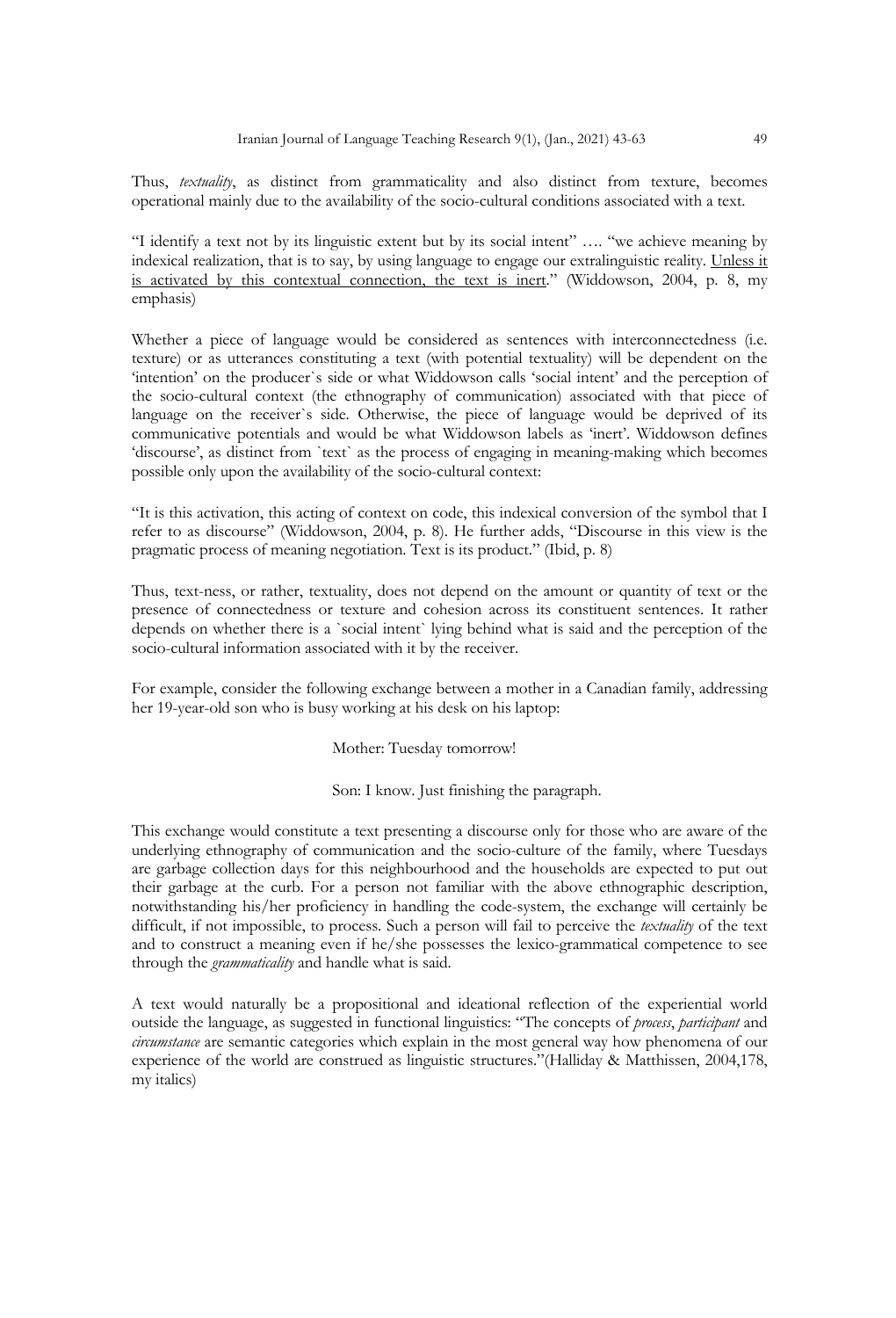Thus, *textuality*, as distinct from grammaticality and also distinct from texture, becomes operational mainly due to the availability of the socio-cultural conditions associated with a text.

"I identify a text not by its linguistic extent but by its social intent" …. "we achieve meaning by indexical realization, that is to say, by using language to engage our extralinguistic reality. <u>Unless it is activated by this contextual connection, the text is inert</u>." (Widdowson, 2004, p. 8, my emphasis)

Whether a piece of language would be considered as sentences with interconnectedness (i.e. texture) or as utterances constituting a text (with potential textuality) will be dependent on the 'intention' on the producer`s side or what Widdowson calls 'social intent' and the perception of the socio-cultural context (the ethnography of communication) associated with that piece of language on the receiver`s side. Otherwise, the piece of language would be deprived of its communicative potentials and would be what Widdowson labels as 'inert'. Widdowson defines 'discourse', as distinct from `text` as the process of engaging in meaning-making which becomes possible only upon the availability of the socio-cultural context:

"It is this activation, this acting of context on code, this indexical conversion of the symbol that I refer to as discourse" (Widdowson, 2004, p. 8). He further adds, "Discourse in this view is the pragmatic process of meaning negotiation. Text is its product." (Ibid, p. 8)

Thus, text-ness, or rather, textuality, does not depend on the amount or quantity of text or the presence of connectedness or texture and cohesion across its constituent sentences. It rather depends on whether there is a `social intent` lying behind what is said and the perception of the socio-cultural information associated with it by the receiver.

For example, consider the following exchange between a mother in a Canadian family, addressing her 19-year-old son who is busy working at his desk on his laptop:

Mother: Tuesday tomorrow!

Son: I know. Just finishing the paragraph.

This exchange would constitute a text presenting a discourse only for those who are aware of the underlying ethnography of communication and the socio-culture of the family, where Tuesdays are garbage collection days for this neighbourhood and the households are expected to put out their garbage at the curb. For a person not familiar with the above ethnographic description, notwithstanding his/her proficiency in handling the code-system, the exchange will certainly be difficult, if not impossible, to process. Such a person will fail to perceive the *textuality* of the text and to construct a meaning even if he/she possesses the lexico-grammatical competence to see through the *grammaticality* and handle what is said.

A text would naturally be a propositional and ideational reflection of the experiential world outside the language, as suggested in functional linguistics: "The concepts of *process*, *participant* and *circumstance* are semantic categories which explain in the most general way how phenomena of our experience of the world are construed as linguistic structures."(Halliday & Matthissen, 2004,178, my italics)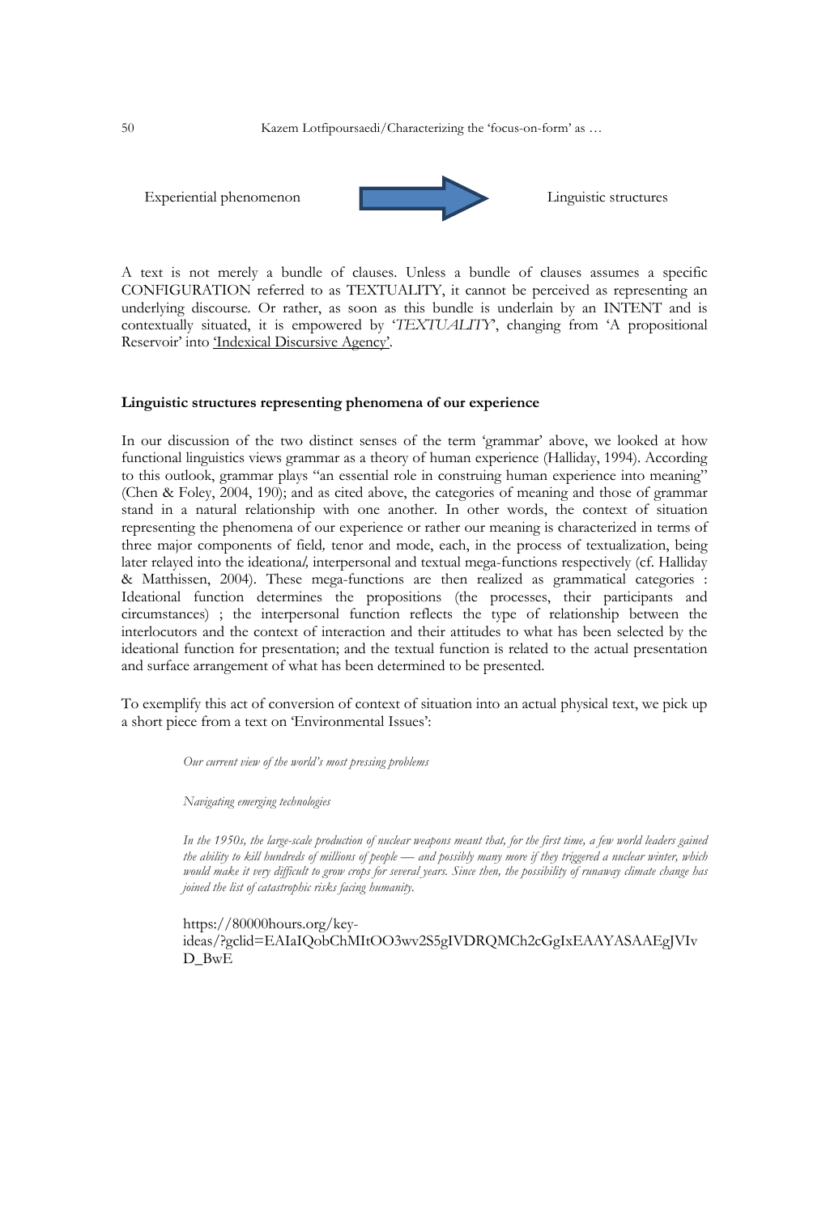Experiential phenomenon → Linguistic structures

A text is not merely a bundle of clauses. Unless a bundle of clauses assumes a specific CONFIGURATION referred to as TEXTUALITY, it cannot be perceived as representing an underlying discourse. Or rather, as soon as this bundle is underlain by an INTENT and is contextually situated, it is empowered by '*TEXTUALITY*', changing from 'A propositional Reservoir' into <u>'Indexical Discursive Agency'</u>.

**Linguistic structures representing phenomena of our experience**

In our discussion of the two distinct senses of the term 'grammar' above, we looked at how functional linguistics views grammar as a theory of human experience (Halliday, 1994). According to this outlook, grammar plays "an essential role in construing human experience into meaning" (Chen & Foley, 2004, 190); and as cited above, the categories of meaning and those of grammar stand in a natural relationship with one another. In other words, the context of situation representing the phenomena of our experience or rather our meaning is characterized in terms of three major components of field*,* tenor and mode, each, in the process of textualization, being later relayed into the ideationa*l,* interpersonal and textual mega-functions respectively (cf. Halliday & Matthissen, 2004). These mega-functions are then realized as grammatical categories : Ideational function determines the propositions (the processes, their participants and circumstances) ; the interpersonal function reflects the type of relationship between the interlocutors and the context of interaction and their attitudes to what has been selected by the ideational function for presentation; and the textual function is related to the actual presentation and surface arrangement of what has been determined to be presented.

To exemplify this act of conversion of context of situation into an actual physical text, we pick up a short piece from a text on 'Environmental Issues':

> *Our current view of the world's most pressing problems*
>
> *Navigating emerging technologies*
>
> *In the 1950s, the large-scale production of nuclear weapons meant that, for the first time, a few world leaders gained the ability to kill hundreds of millions of people — and possibly many more if they triggered a nuclear winter, which would make it very difficult to grow crops for several years. Since then, the possibility of runaway climate change has joined the list of catastrophic risks facing humanity.*
>
> https://80000hours.org/key-ideas/?gclid=EAIaIQobChMItOO3wv2S5gIVDRQMCh2cGgIxEAAYASAAEgJVIvD_BwE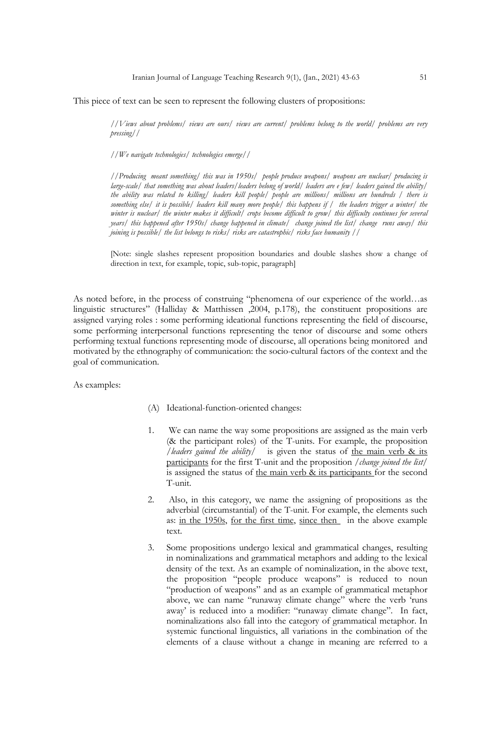This piece of text can be seen to represent the following clusters of propositions:

> *//Views about problems/ views are ours/ views are current/ problems belong to the world/ problems are very pressing//*
>
> *//We navigate technologies/ technologies emerge//*
>
> *//Producing meant something/ this was in 1950s/ people produce weapons/ weapons are nuclear/ producing is large-scale/ that something was about leaders/leaders belong of world/ leaders are e few/ leaders gained the ability/ the ability was related to killing/ leaders kill people/ people are millions/ millions are hundreds / there is something else/ it is possible/ leaders kill many more people/ this happens if / the leaders trigger a winter/ the winter is nuclear/ the winter makes it difficult/ crops become difficult to grow/ this difficulty continues for several years/ this happened after 1950s/ change happened in climate/ change joined the list/ change runs away/ this joining is possible/ the list belongs to risks/ risks are catastrophic/ risks face humanity //*
>
> [Note: single slashes represent proposition boundaries and double slashes show a change of direction in text, for example, topic, sub-topic, paragraph]

As noted before, in the process of construing "phenomena of our experience of the world…as linguistic structures" (Halliday & Matthissen ,2004, p.178), the constituent propositions are assigned varying roles : some performing ideational functions representing the field of discourse, some performing interpersonal functions representing the tenor of discourse and some others performing textual functions representing mode of discourse, all operations being monitored and motivated by the ethnography of communication: the socio-cultural factors of the context and the goal of communication.

As examples:

(A) Ideational-function-oriented changes:

1. We can name the way some propositions are assigned as the main verb (& the participant roles) of the T-units. For example, the proposition */leaders gained the ability/* is given the status of <u>the main verb & its participants</u> for the first T-unit and the proposition */change joined the list/* is assigned the status of <u>the main verb & its participants</u> for the second T-unit.
2. Also, in this category, we name the assigning of propositions as the adverbial (circumstantial) of the T-unit. For example, the elements such as: <u>in the 1950s</u>, <u>for the first time</u>, <u>since then</u> in the above example text.
3. Some propositions undergo lexical and grammatical changes, resulting in nominalizations and grammatical metaphors and adding to the lexical density of the text. As an example of nominalization, in the above text, the proposition "people produce weapons" is reduced to noun "production of weapons" and as an example of grammatical metaphor above, we can name "runaway climate change" where the verb 'runs away' is reduced into a modifier: "runaway climate change". In fact, nominalizations also fall into the category of grammatical metaphor. In systemic functional linguistics, all variations in the combination of the elements of a clause without a change in meaning are referred to a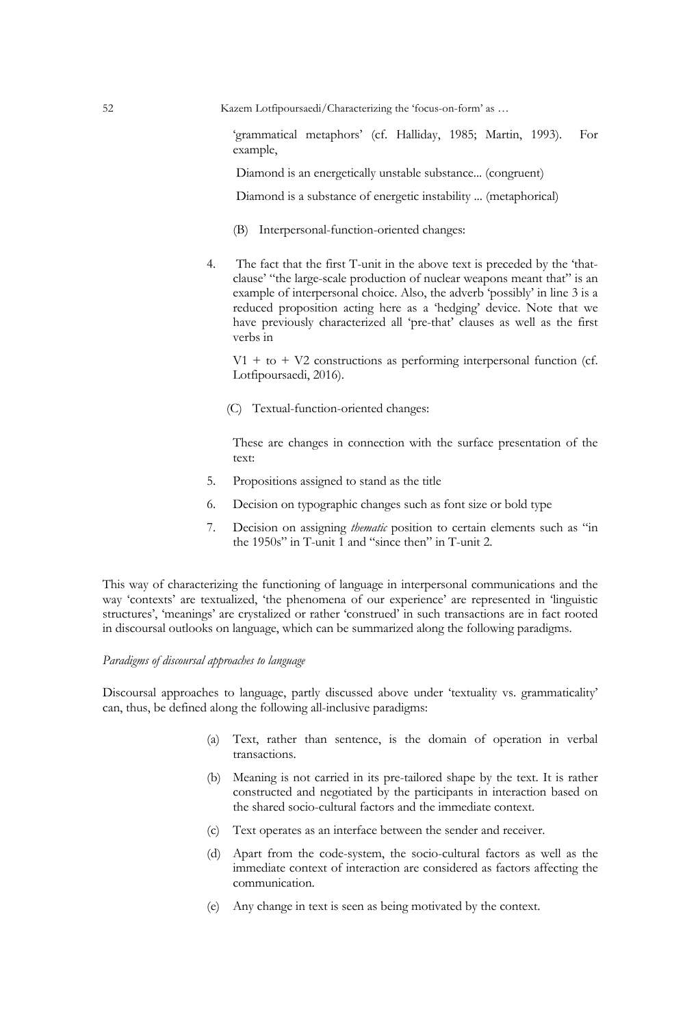'grammatical metaphors' (cf. Halliday, 1985; Martin, 1993). For example,

Diamond is an energetically unstable substance... (congruent)

Diamond is a substance of energetic instability ... (metaphorical)

(B) Interpersonal-function-oriented changes:

4. The fact that the first T-unit in the above text is preceded by the 'that-clause' "the large-scale production of nuclear weapons meant that" is an example of interpersonal choice. Also, the adverb 'possibly' in line 3 is a reduced proposition acting here as a 'hedging' device. Note that we have previously characterized all 'pre-that' clauses as well as the first verbs in

   V1 + to + V2 constructions as performing interpersonal function (cf. Lotfipoursaedi, 2016).

(C) Textual-function-oriented changes:

These are changes in connection with the surface presentation of the text:

5. Propositions assigned to stand as the title
6. Decision on typographic changes such as font size or bold type
7. Decision on assigning *thematic* position to certain elements such as "in the 1950s" in T-unit 1 and "since then" in T-unit 2.

This way of characterizing the functioning of language in interpersonal communications and the way 'contexts' are textualized, 'the phenomena of our experience' are represented in 'linguistic structures', 'meanings' are crystalized or rather 'construed' in such transactions are in fact rooted in discoursal outlooks on language, which can be summarized along the following paradigms.

*Paradigms of discoursal approaches to language*

Discoursal approaches to language, partly discussed above under 'textuality vs. grammaticality' can, thus, be defined along the following all-inclusive paradigms:

(a) Text, rather than sentence, is the domain of operation in verbal transactions.

(b) Meaning is not carried in its pre-tailored shape by the text. It is rather constructed and negotiated by the participants in interaction based on the shared socio-cultural factors and the immediate context.

(c) Text operates as an interface between the sender and receiver.

(d) Apart from the code-system, the socio-cultural factors as well as the immediate context of interaction are considered as factors affecting the communication.

(e) Any change in text is seen as being motivated by the context.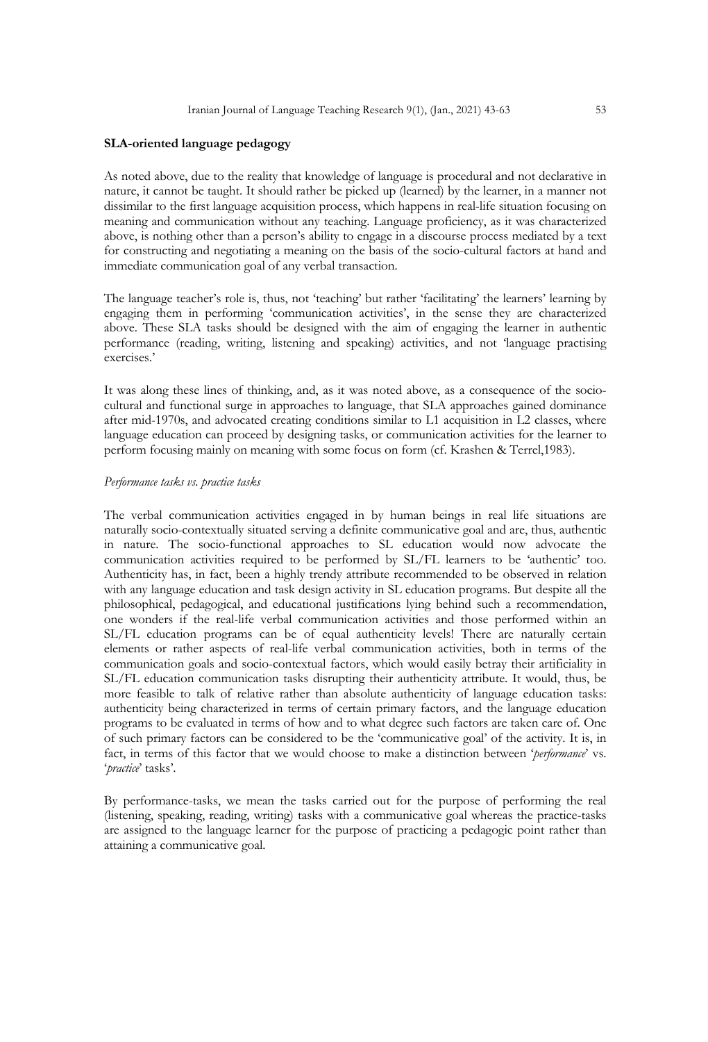## SLA-oriented language pedagogy

As noted above, due to the reality that knowledge of language is procedural and not declarative in nature, it cannot be taught. It should rather be picked up (learned) by the learner, in a manner not dissimilar to the first language acquisition process, which happens in real-life situation focusing on meaning and communication without any teaching. Language proficiency, as it was characterized above, is nothing other than a person's ability to engage in a discourse process mediated by a text for constructing and negotiating a meaning on the basis of the socio-cultural factors at hand and immediate communication goal of any verbal transaction.

The language teacher's role is, thus, not 'teaching' but rather 'facilitating' the learners' learning by engaging them in performing 'communication activities', in the sense they are characterized above. These SLA tasks should be designed with the aim of engaging the learner in authentic performance (reading, writing, listening and speaking) activities, and not 'language practising exercises.'

It was along these lines of thinking, and, as it was noted above, as a consequence of the socio-cultural and functional surge in approaches to language, that SLA approaches gained dominance after mid-1970s, and advocated creating conditions similar to L1 acquisition in L2 classes, where language education can proceed by designing tasks, or communication activities for the learner to perform focusing mainly on meaning with some focus on form (cf. Krashen & Terrel,1983).

### *Performance tasks vs. practice tasks*

The verbal communication activities engaged in by human beings in real life situations are naturally socio-contextually situated serving a definite communicative goal and are, thus, authentic in nature. The socio-functional approaches to SL education would now advocate the communication activities required to be performed by SL/FL learners to be 'authentic' too. Authenticity has, in fact, been a highly trendy attribute recommended to be observed in relation with any language education and task design activity in SL education programs. But despite all the philosophical, pedagogical, and educational justifications lying behind such a recommendation, one wonders if the real-life verbal communication activities and those performed within an SL/FL education programs can be of equal authenticity levels! There are naturally certain elements or rather aspects of real-life verbal communication activities, both in terms of the communication goals and socio-contextual factors, which would easily betray their artificiality in SL/FL education communication tasks disrupting their authenticity attribute. It would, thus, be more feasible to talk of relative rather than absolute authenticity of language education tasks: authenticity being characterized in terms of certain primary factors, and the language education programs to be evaluated in terms of how and to what degree such factors are taken care of. One of such primary factors can be considered to be the 'communicative goal' of the activity. It is, in fact, in terms of this factor that we would choose to make a distinction between '*performance*' vs. '*practice*' tasks'.

By performance-tasks, we mean the tasks carried out for the purpose of performing the real (listening, speaking, reading, writing) tasks with a communicative goal whereas the practice-tasks are assigned to the language learner for the purpose of practicing a pedagogic point rather than attaining a communicative goal.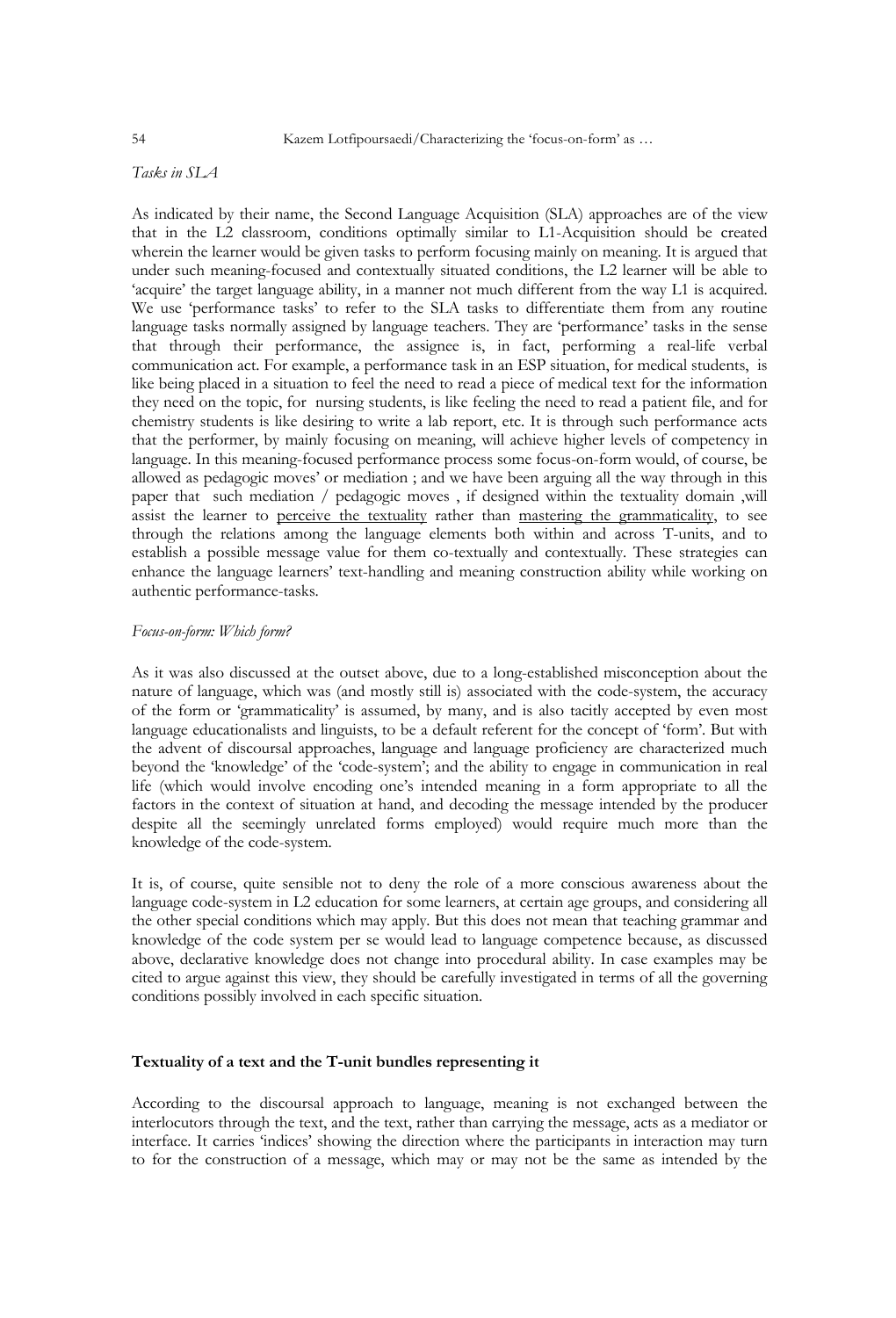*Tasks in SLA*

As indicated by their name, the Second Language Acquisition (SLA) approaches are of the view that in the L2 classroom, conditions optimally similar to L1-Acquisition should be created wherein the learner would be given tasks to perform focusing mainly on meaning. It is argued that under such meaning-focused and contextually situated conditions, the L2 learner will be able to 'acquire' the target language ability, in a manner not much different from the way L1 is acquired. We use 'performance tasks' to refer to the SLA tasks to differentiate them from any routine language tasks normally assigned by language teachers. They are 'performance' tasks in the sense that through their performance, the assignee is, in fact, performing a real-life verbal communication act. For example, a performance task in an ESP situation, for medical students, is like being placed in a situation to feel the need to read a piece of medical text for the information they need on the topic, for nursing students, is like feeling the need to read a patient file, and for chemistry students is like desiring to write a lab report, etc. It is through such performance acts that the performer, by mainly focusing on meaning, will achieve higher levels of competency in language. In this meaning-focused performance process some focus-on-form would, of course, be allowed as pedagogic moves' or mediation ; and we have been arguing all the way through in this paper that such mediation / pedagogic moves , if designed within the textuality domain ,will assist the learner to <u>perceive the textuality</u> rather than <u>mastering the grammaticality</u>, to see through the relations among the language elements both within and across T-units, and to establish a possible message value for them co-textually and contextually. These strategies can enhance the language learners' text-handling and meaning construction ability while working on authentic performance-tasks.

*Focus-on-form: Which form?*

As it was also discussed at the outset above, due to a long-established misconception about the nature of language, which was (and mostly still is) associated with the code-system, the accuracy of the form or 'grammaticality' is assumed, by many, and is also tacitly accepted by even most language educationalists and linguists, to be a default referent for the concept of 'form'. But with the advent of discoursal approaches, language and language proficiency are characterized much beyond the 'knowledge' of the 'code-system'; and the ability to engage in communication in real life (which would involve encoding one's intended meaning in a form appropriate to all the factors in the context of situation at hand, and decoding the message intended by the producer despite all the seemingly unrelated forms employed) would require much more than the knowledge of the code-system.

It is, of course, quite sensible not to deny the role of a more conscious awareness about the language code-system in L2 education for some learners, at certain age groups, and considering all the other special conditions which may apply. But this does not mean that teaching grammar and knowledge of the code system per se would lead to language competence because, as discussed above, declarative knowledge does not change into procedural ability. In case examples may be cited to argue against this view, they should be carefully investigated in terms of all the governing conditions possibly involved in each specific situation.

**Textuality of a text and the T-unit bundles representing it**

According to the discoursal approach to language, meaning is not exchanged between the interlocutors through the text, and the text, rather than carrying the message, acts as a mediator or interface. It carries 'indices' showing the direction where the participants in interaction may turn to for the construction of a message, which may or may not be the same as intended by the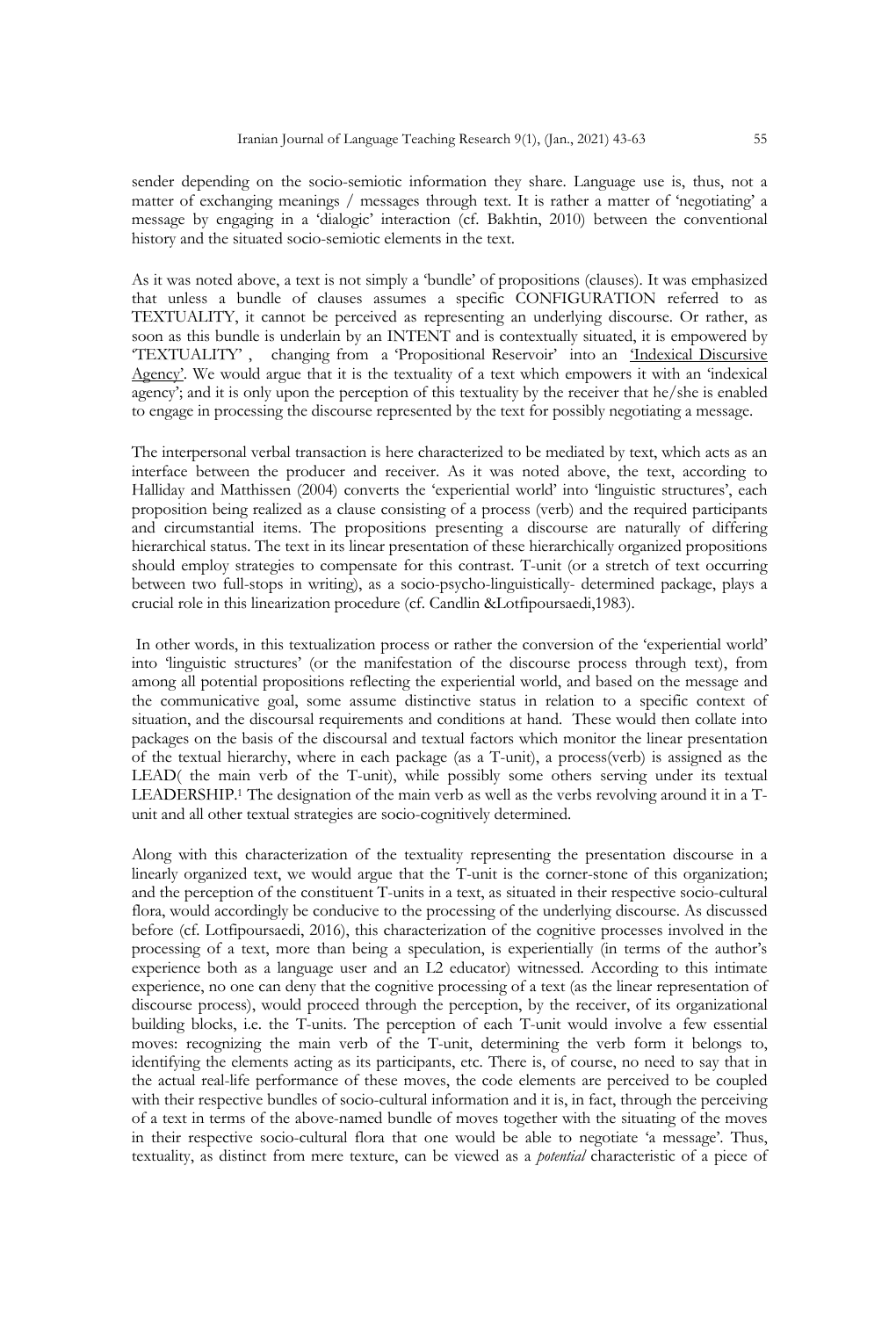sender depending on the socio-semiotic information they share. Language use is, thus, not a matter of exchanging meanings / messages through text. It is rather a matter of 'negotiating' a message by engaging in a 'dialogic' interaction (cf. Bakhtin, 2010) between the conventional history and the situated socio-semiotic elements in the text.

As it was noted above, a text is not simply a 'bundle' of propositions (clauses). It was emphasized that unless a bundle of clauses assumes a specific CONFIGURATION referred to as TEXTUALITY, it cannot be perceived as representing an underlying discourse. Or rather, as soon as this bundle is underlain by an INTENT and is contextually situated, it is empowered by 'TEXTUALITY' , changing from a 'Propositional Reservoir' into an 'Indexical Discursive Agency'. We would argue that it is the textuality of a text which empowers it with an 'indexical agency'; and it is only upon the perception of this textuality by the receiver that he/she is enabled to engage in processing the discourse represented by the text for possibly negotiating a message.

The interpersonal verbal transaction is here characterized to be mediated by text, which acts as an interface between the producer and receiver. As it was noted above, the text, according to Halliday and Matthissen (2004) converts the 'experiential world' into 'linguistic structures', each proposition being realized as a clause consisting of a process (verb) and the required participants and circumstantial items. The propositions presenting a discourse are naturally of differing hierarchical status. The text in its linear presentation of these hierarchically organized propositions should employ strategies to compensate for this contrast. T-unit (or a stretch of text occurring between two full-stops in writing), as a socio-psycho-linguistically- determined package, plays a crucial role in this linearization procedure (cf. Candlin &Lotfipoursaedi,1983).

In other words, in this textualization process or rather the conversion of the 'experiential world' into 'linguistic structures' (or the manifestation of the discourse process through text), from among all potential propositions reflecting the experiential world, and based on the message and the communicative goal, some assume distinctive status in relation to a specific context of situation, and the discoursal requirements and conditions at hand. These would then collate into packages on the basis of the discoursal and textual factors which monitor the linear presentation of the textual hierarchy, where in each package (as a T-unit), a process(verb) is assigned as the LEAD( the main verb of the T-unit), while possibly some others serving under its textual LEADERSHIP.[1] The designation of the main verb as well as the verbs revolving around it in a T-unit and all other textual strategies are socio-cognitively determined.

Along with this characterization of the textuality representing the presentation discourse in a linearly organized text, we would argue that the T-unit is the corner-stone of this organization; and the perception of the constituent T-units in a text, as situated in their respective socio-cultural flora, would accordingly be conducive to the processing of the underlying discourse. As discussed before (cf. Lotfipoursaedi, 2016), this characterization of the cognitive processes involved in the processing of a text, more than being a speculation, is experientially (in terms of the author's experience both as a language user and an L2 educator) witnessed. According to this intimate experience, no one can deny that the cognitive processing of a text (as the linear representation of discourse process), would proceed through the perception, by the receiver, of its organizational building blocks, i.e. the T-units. The perception of each T-unit would involve a few essential moves: recognizing the main verb of the T-unit, determining the verb form it belongs to, identifying the elements acting as its participants, etc. There is, of course, no need to say that in the actual real-life performance of these moves, the code elements are perceived to be coupled with their respective bundles of socio-cultural information and it is, in fact, through the perceiving of a text in terms of the above-named bundle of moves together with the situating of the moves in their respective socio-cultural flora that one would be able to negotiate 'a message'. Thus, textuality, as distinct from mere texture, can be viewed as a *potential* characteristic of a piece of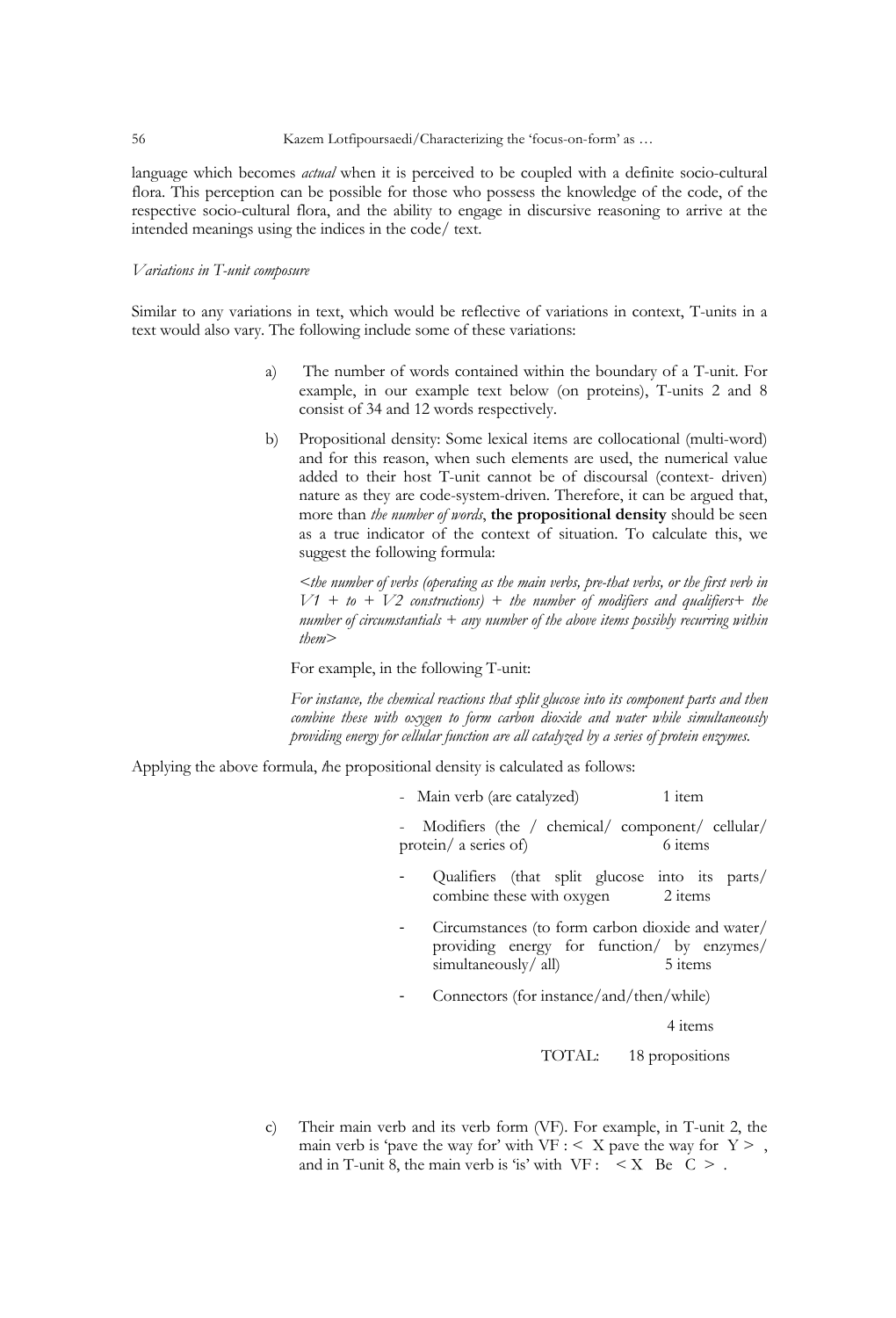language which becomes *actual* when it is perceived to be coupled with a definite socio-cultural flora. This perception can be possible for those who possess the knowledge of the code, of the respective socio-cultural flora, and the ability to engage in discursive reasoning to arrive at the intended meanings using the indices in the code/ text.

*Variations in T-unit composure*

Similar to any variations in text, which would be reflective of variations in context, T-units in a text would also vary. The following include some of these variations:

a) The number of words contained within the boundary of a T-unit. For example, in our example text below (on proteins), T-units 2 and 8 consist of 34 and 12 words respectively.

b) Propositional density: Some lexical items are collocational (multi-word) and for this reason, when such elements are used, the numerical value added to their host T-unit cannot be of discoursal (context- driven) nature as they are code-system-driven. Therefore, it can be argued that, more than *the number of words*, **the propositional density** should be seen as a true indicator of the context of situation. To calculate this, we suggest the following formula:

   *<the number of verbs (operating as the main verbs, pre-that verbs, or the first verb in V1 + to + V2 constructions) + the number of modifiers and qualifiers+ the number of circumstantials + any number of the above items possibly recurring within them>*

   For example, in the following T-unit:

   *For instance, the chemical reactions that split glucose into its component parts and then combine these with oxygen to form carbon dioxide and water while simultaneously providing energy for cellular function are all catalyzed by a series of protein enzymes.*

Applying the above formula, the propositional density is calculated as follows:

- Main verb (are catalyzed) 1 item
- Modifiers (the / chemical/ component/ cellular/ protein/ a series of) 6 items
- Qualifiers (that split glucose into its parts/ combine these with oxygen 2 items
- Circumstances (to form carbon dioxide and water/ providing energy for function/ by enzymes/ simultaneously/ all) 5 items
- Connectors (for instance/and/then/while) 4 items

TOTAL: 18 propositions

c) Their main verb and its verb form (VF). For example, in T-unit 2, the main verb is 'pave the way for' with VF : < X pave the way for Y > , and in T-unit 8, the main verb is 'is' with VF : < X Be C > .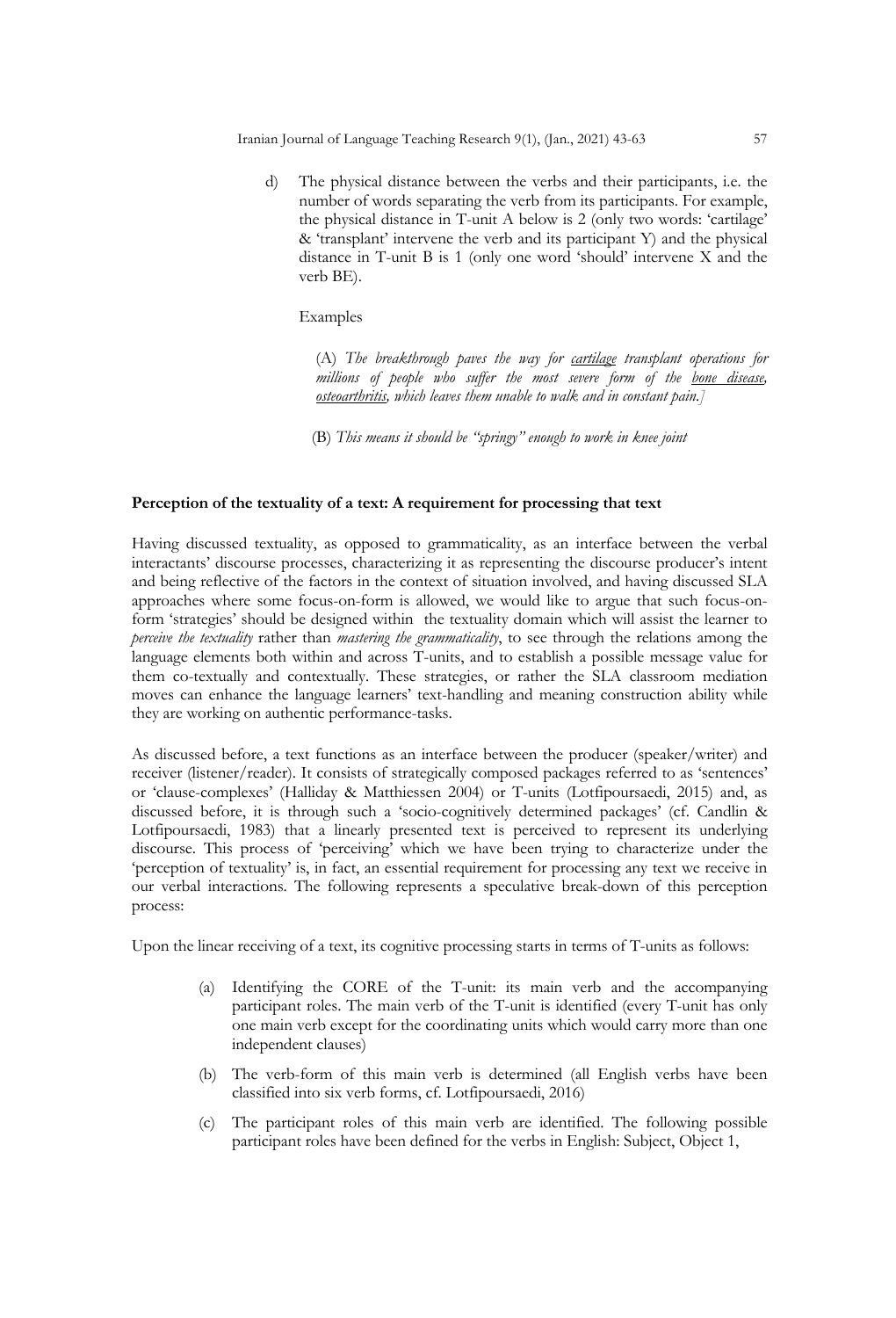d) The physical distance between the verbs and their participants, i.e. the number of words separating the verb from its participants. For example, the physical distance in T-unit A below is 2 (only two words: 'cartilage' & 'transplant' intervene the verb and its participant Y) and the physical distance in T-unit B is 1 (only one word 'should' intervene X and the verb BE).

Examples

(A) *The breakthrough paves the way for <u>cartilage</u> transplant operations for millions of people who suffer the most severe form of the <u>bone disease, osteoarthritis</u>, which leaves them unable to walk and in constant pain.]*

(B) *This means it should be "springy" enough to work in knee joint*

**Perception of the textuality of a text: A requirement for processing that text**

Having discussed textuality, as opposed to grammaticality, as an interface between the verbal interactants' discourse processes, characterizing it as representing the discourse producer's intent and being reflective of the factors in the context of situation involved, and having discussed SLA approaches where some focus-on-form is allowed, we would like to argue that such focus-on-form 'strategies' should be designed within the textuality domain which will assist the learner to *perceive the textuality* rather than *mastering the grammaticality*, to see through the relations among the language elements both within and across T-units, and to establish a possible message value for them co-textually and contextually. These strategies, or rather the SLA classroom mediation moves can enhance the language learners' text-handling and meaning construction ability while they are working on authentic performance-tasks.

As discussed before, a text functions as an interface between the producer (speaker/writer) and receiver (listener/reader). It consists of strategically composed packages referred to as 'sentences' or 'clause-complexes' (Halliday & Matthiessen 2004) or T-units (Lotfipoursaedi, 2015) and, as discussed before, it is through such a 'socio-cognitively determined packages' (cf. Candlin & Lotfipoursaedi, 1983) that a linearly presented text is perceived to represent its underlying discourse. This process of 'perceiving' which we have been trying to characterize under the 'perception of textuality' is, in fact, an essential requirement for processing any text we receive in our verbal interactions. The following represents a speculative break-down of this perception process:

Upon the linear receiving of a text, its cognitive processing starts in terms of T-units as follows:

(a) Identifying the CORE of the T-unit: its main verb and the accompanying participant roles. The main verb of the T-unit is identified (every T-unit has only one main verb except for the coordinating units which would carry more than one independent clauses)

(b) The verb-form of this main verb is determined (all English verbs have been classified into six verb forms, cf. Lotfipoursaedi, 2016)

(c) The participant roles of this main verb are identified. The following possible participant roles have been defined for the verbs in English: Subject, Object 1,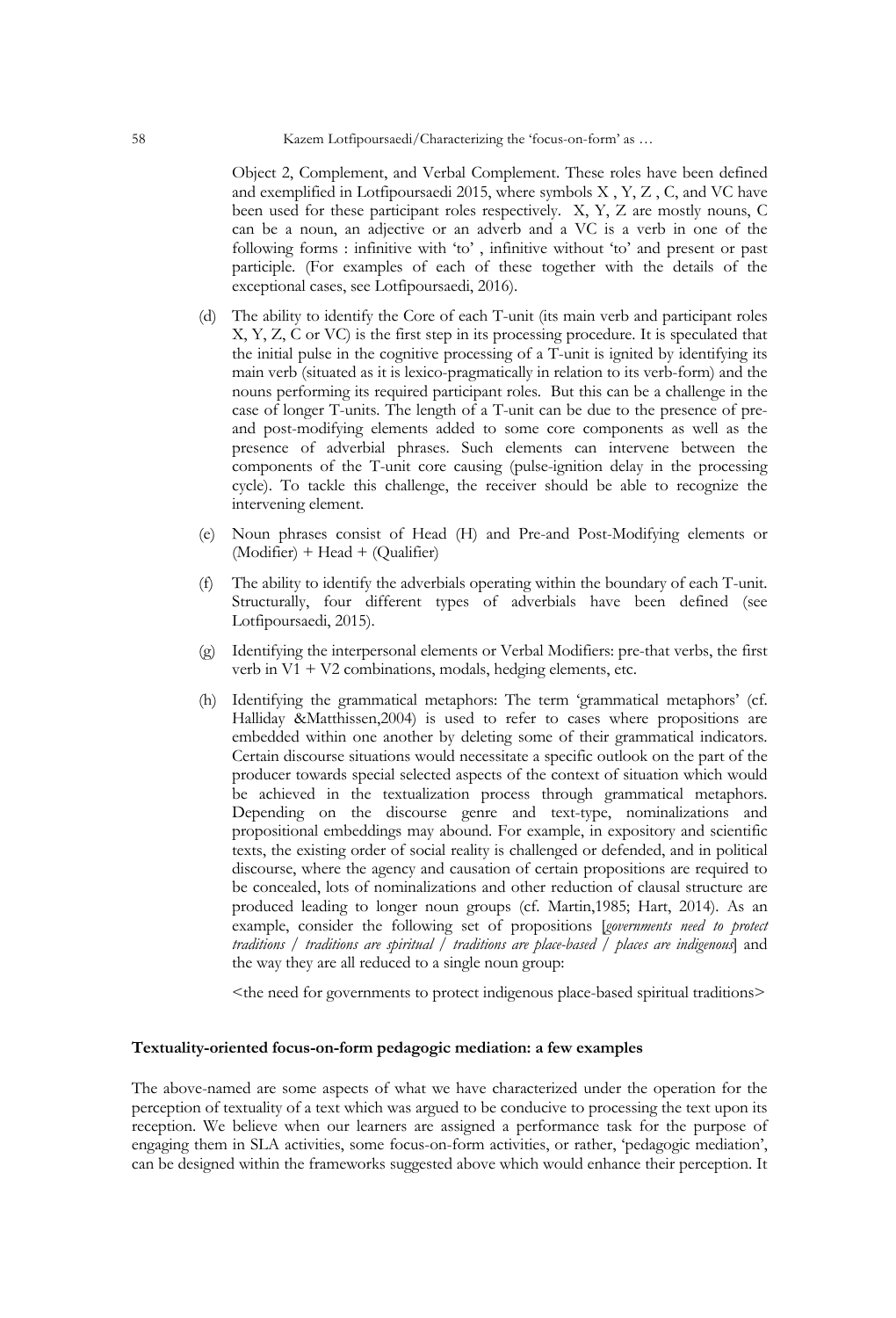Object 2, Complement, and Verbal Complement. These roles have been defined and exemplified in Lotfipoursaedi 2015, where symbols X , Y, Z , C, and VC have been used for these participant roles respectively. X, Y, Z are mostly nouns, C can be a noun, an adjective or an adverb and a VC is a verb in one of the following forms : infinitive with 'to' , infinitive without 'to' and present or past participle. (For examples of each of these together with the details of the exceptional cases, see Lotfipoursaedi, 2016).

(d) The ability to identify the Core of each T-unit (its main verb and participant roles X, Y, Z, C or VC) is the first step in its processing procedure. It is speculated that the initial pulse in the cognitive processing of a T-unit is ignited by identifying its main verb (situated as it is lexico-pragmatically in relation to its verb-form) and the nouns performing its required participant roles. But this can be a challenge in the case of longer T-units. The length of a T-unit can be due to the presence of pre- and post-modifying elements added to some core components as well as the presence of adverbial phrases. Such elements can intervene between the components of the T-unit core causing (pulse-ignition delay in the processing cycle). To tackle this challenge, the receiver should be able to recognize the intervening element.

(e) Noun phrases consist of Head (H) and Pre-and Post-Modifying elements or (Modifier) + Head + (Qualifier)

(f) The ability to identify the adverbials operating within the boundary of each T-unit. Structurally, four different types of adverbials have been defined (see Lotfipoursaedi, 2015).

(g) Identifying the interpersonal elements or Verbal Modifiers: pre-that verbs, the first verb in V1 + V2 combinations, modals, hedging elements, etc.

(h) Identifying the grammatical metaphors: The term 'grammatical metaphors' (cf. Halliday &Matthissen,2004) is used to refer to cases where propositions are embedded within one another by deleting some of their grammatical indicators. Certain discourse situations would necessitate a specific outlook on the part of the producer towards special selected aspects of the context of situation which would be achieved in the textualization process through grammatical metaphors. Depending on the discourse genre and text-type, nominalizations and propositional embeddings may abound. For example, in expository and scientific texts, the existing order of social reality is challenged or defended, and in political discourse, where the agency and causation of certain propositions are required to be concealed, lots of nominalizations and other reduction of clausal structure are produced leading to longer noun groups (cf. Martin,1985; Hart, 2014). As an example, consider the following set of propositions [*governments need to protect traditions / traditions are spiritual / traditions are place-based / places are indigenous*] and the way they are all reduced to a single noun group:

<the need for governments to protect indigenous place-based spiritual traditions>

**Textuality-oriented focus-on-form pedagogic mediation: a few examples**

The above-named are some aspects of what we have characterized under the operation for the perception of textuality of a text which was argued to be conducive to processing the text upon its reception. We believe when our learners are assigned a performance task for the purpose of engaging them in SLA activities, some focus-on-form activities, or rather, 'pedagogic mediation', can be designed within the frameworks suggested above which would enhance their perception. It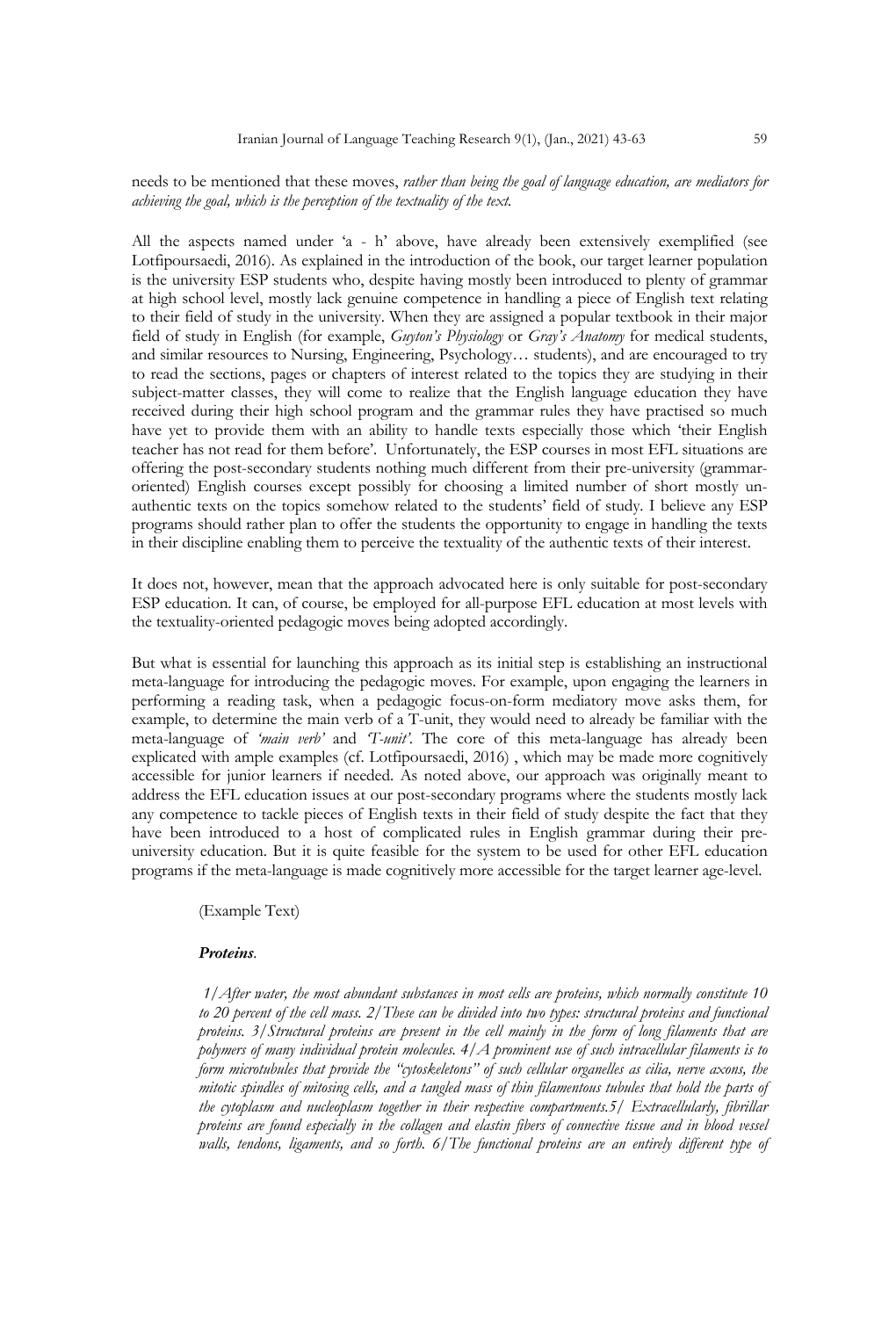needs to be mentioned that these moves, *rather than being the goal of language education, are mediators for achieving the goal, which is the perception of the textuality of the text.*

All the aspects named under 'a - h' above, have already been extensively exemplified (see Lotfipoursaedi, 2016). As explained in the introduction of the book, our target learner population is the university ESP students who, despite having mostly been introduced to plenty of grammar at high school level, mostly lack genuine competence in handling a piece of English text relating to their field of study in the university. When they are assigned a popular textbook in their major field of study in English (for example, *Guyton's Physiology* or *Gray's Anatomy* for medical students, and similar resources to Nursing, Engineering, Psychology… students), and are encouraged to try to read the sections, pages or chapters of interest related to the topics they are studying in their subject-matter classes, they will come to realize that the English language education they have received during their high school program and the grammar rules they have practised so much have yet to provide them with an ability to handle texts especially those which 'their English teacher has not read for them before'. Unfortunately, the ESP courses in most EFL situations are offering the post-secondary students nothing much different from their pre-university (grammar-oriented) English courses except possibly for choosing a limited number of short mostly un-authentic texts on the topics somehow related to the students' field of study. I believe any ESP programs should rather plan to offer the students the opportunity to engage in handling the texts in their discipline enabling them to perceive the textuality of the authentic texts of their interest.

It does not, however, mean that the approach advocated here is only suitable for post-secondary ESP education. It can, of course, be employed for all-purpose EFL education at most levels with the textuality-oriented pedagogic moves being adopted accordingly.

But what is essential for launching this approach as its initial step is establishing an instructional meta-language for introducing the pedagogic moves. For example, upon engaging the learners in performing a reading task, when a pedagogic focus-on-form mediatory move asks them, for example, to determine the main verb of a T-unit, they would need to already be familiar with the meta-language of *'main verb'* and *'T-unit'*. The core of this meta-language has already been explicated with ample examples (cf. Lotfipoursaedi, 2016) , which may be made more cognitively accessible for junior learners if needed. As noted above, our approach was originally meant to address the EFL education issues at our post-secondary programs where the students mostly lack any competence to tackle pieces of English texts in their field of study despite the fact that they have been introduced to a host of complicated rules in English grammar during their pre-university education. But it is quite feasible for the system to be used for other EFL education programs if the meta-language is made cognitively more accessible for the target learner age-level.

(Example Text)

***Proteins*.**

*1/After water, the most abundant substances in most cells are proteins, which normally constitute 10 to 20 percent of the cell mass. 2/These can be divided into two types: structural proteins and functional proteins. 3/Structural proteins are present in the cell mainly in the form of long filaments that are polymers of many individual protein molecules. 4/A prominent use of such intracellular filaments is to form microtubules that provide the "cytoskeletons" of such cellular organelles as cilia, nerve axons, the mitotic spindles of mitosing cells, and a tangled mass of thin filamentous tubules that hold the parts of the cytoplasm and nucleoplasm together in their respective compartments.5/ Extracellularly, fibrillar proteins are found especially in the collagen and elastin fibers of connective tissue and in blood vessel walls, tendons, ligaments, and so forth. 6/The functional proteins are an entirely different type of*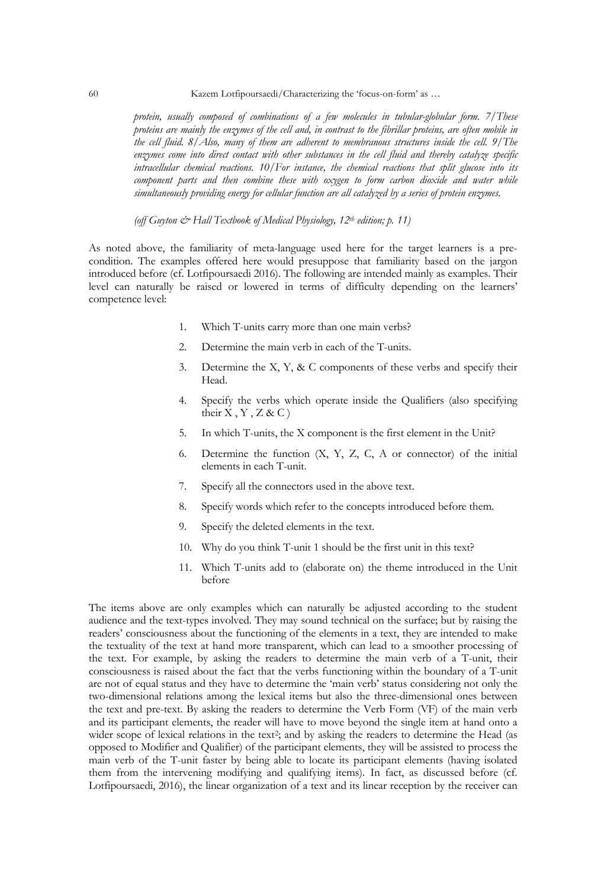*protein, usually composed of combinations of a few molecules in tubular-globular form. 7/These proteins are mainly the enzymes of the cell and, in contrast to the fibrillar proteins, are often mobile in the cell fluid. 8/Also, many of them are adherent to membranous structures inside the cell. 9/The enzymes come into direct contact with other substances in the cell fluid and thereby catalyze specific intracellular chemical reactions. 10/For instance, the chemical reactions that split glucose into its component parts and then combine these with oxygen to form carbon dioxide and water while simultaneously providing energy for cellular function are all catalyzed by a series of protein enzymes.*

*(off Guyton & Hall Textbook of Medical Physiology, 12th edition; p. 11)*

As noted above, the familiarity of meta-language used here for the target learners is a pre-condition. The examples offered here would presuppose that familiarity based on the jargon introduced before (cf. Lotfipoursaedi 2016). The following are intended mainly as examples. Their level can naturally be raised or lowered in terms of difficulty depending on the learners' competence level:

1. Which T-units carry more than one main verbs?
2. Determine the main verb in each of the T-units.
3. Determine the X, Y, & C components of these verbs and specify their Head.
4. Specify the verbs which operate inside the Qualifiers (also specifying their X , Y , Z & C )
5. In which T-units, the X component is the first element in the Unit?
6. Determine the function (X, Y, Z, C, A or connector) of the initial elements in each T-unit.
7. Specify all the connectors used in the above text.
8. Specify words which refer to the concepts introduced before them.
9. Specify the deleted elements in the text.
10. Why do you think T-unit 1 should be the first unit in this text?
11. Which T-units add to (elaborate on) the theme introduced in the Unit before

The items above are only examples which can naturally be adjusted according to the student audience and the text-types involved. They may sound technical on the surface; but by raising the readers' consciousness about the functioning of the elements in a text, they are intended to make the textuality of the text at hand more transparent, which can lead to a smoother processing of the text. For example, by asking the readers to determine the main verb of a T-unit, their consciousness is raised about the fact that the verbs functioning within the boundary of a T-unit are not of equal status and they have to determine the 'main verb' status considering not only the two-dimensional relations among the lexical items but also the three-dimensional ones between the text and pre-text. By asking the readers to determine the Verb Form (VF) of the main verb and its participant elements, the reader will have to move beyond the single item at hand onto a wider scope of lexical relations in the text[2]; and by asking the readers to determine the Head (as opposed to Modifier and Qualifier) of the participant elements, they will be assisted to process the main verb of the T-unit faster by being able to locate its participant elements (having isolated them from the intervening modifying and qualifying items). In fact, as discussed before (cf. Lotfipoursaedi, 2016), the linear organization of a text and its linear reception by the receiver can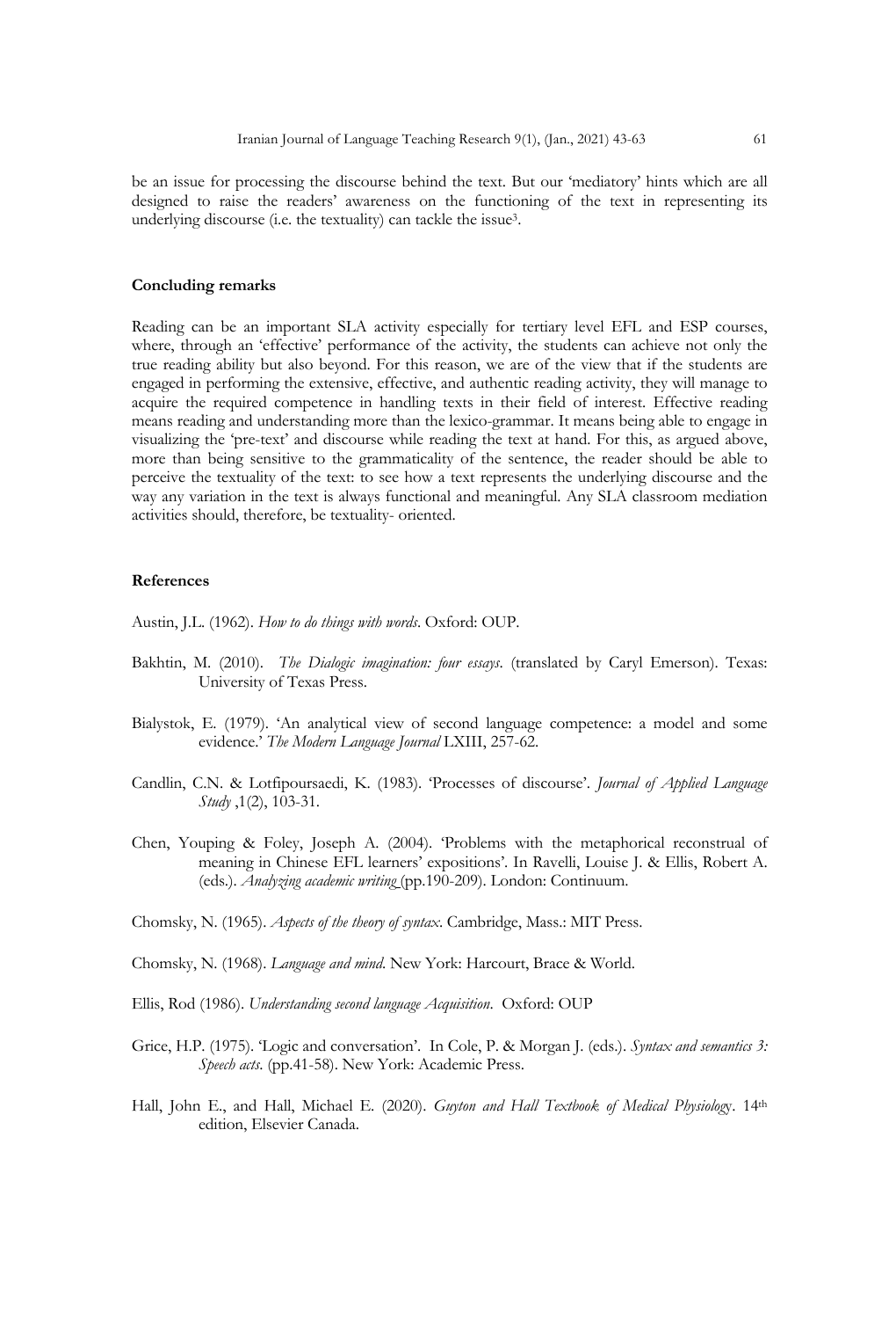be an issue for processing the discourse behind the text. But our 'mediatory' hints which are all designed to raise the readers' awareness on the functioning of the text in representing its underlying discourse (i.e. the textuality) can tackle the issue[3].

## Concluding remarks

Reading can be an important SLA activity especially for tertiary level EFL and ESP courses, where, through an 'effective' performance of the activity, the students can achieve not only the true reading ability but also beyond. For this reason, we are of the view that if the students are engaged in performing the extensive, effective, and authentic reading activity, they will manage to acquire the required competence in handling texts in their field of interest. Effective reading means reading and understanding more than the lexico-grammar. It means being able to engage in visualizing the 'pre-text' and discourse while reading the text at hand. For this, as argued above, more than being sensitive to the grammaticality of the sentence, the reader should be able to perceive the textuality of the text: to see how a text represents the underlying discourse and the way any variation in the text is always functional and meaningful. Any SLA classroom mediation activities should, therefore, be textuality- oriented.

## References

Austin, J.L. (1962). *How to do things with words*. Oxford: OUP.

Bakhtin, M. (2010). *The Dialogic imagination: four essays*. (translated by Caryl Emerson). Texas: University of Texas Press.

Bialystok, E. (1979). 'An analytical view of second language competence: a model and some evidence.' *The Modern Language Journal* LXIII, 257-62.

Candlin, C.N. & Lotfipoursaedi, K. (1983). 'Processes of discourse'. *Journal of Applied Language Study* ,1(2), 103-31.

Chen, Youping & Foley, Joseph A. (2004). 'Problems with the metaphorical reconstrual of meaning in Chinese EFL learners' expositions'. In Ravelli, Louise J. & Ellis, Robert A. (eds.). *Analyzing academic writing* (pp.190-209). London: Continuum.

Chomsky, N. (1965). *Aspects of the theory of syntax*. Cambridge, Mass.: MIT Press.

Chomsky, N. (1968). *Language and mind*. New York: Harcourt, Brace & World.

Ellis, Rod (1986). *Understanding second language Acquisition*. Oxford: OUP

Grice, H.P. (1975). 'Logic and conversation'. In Cole, P. & Morgan J. (eds.). *Syntax and semantics 3: Speech acts*. (pp.41-58). New York: Academic Press.

Hall, John E., and Hall, Michael E. (2020). *Guyton and Hall Textbook of Medical Physiology*. 14th edition, Elsevier Canada.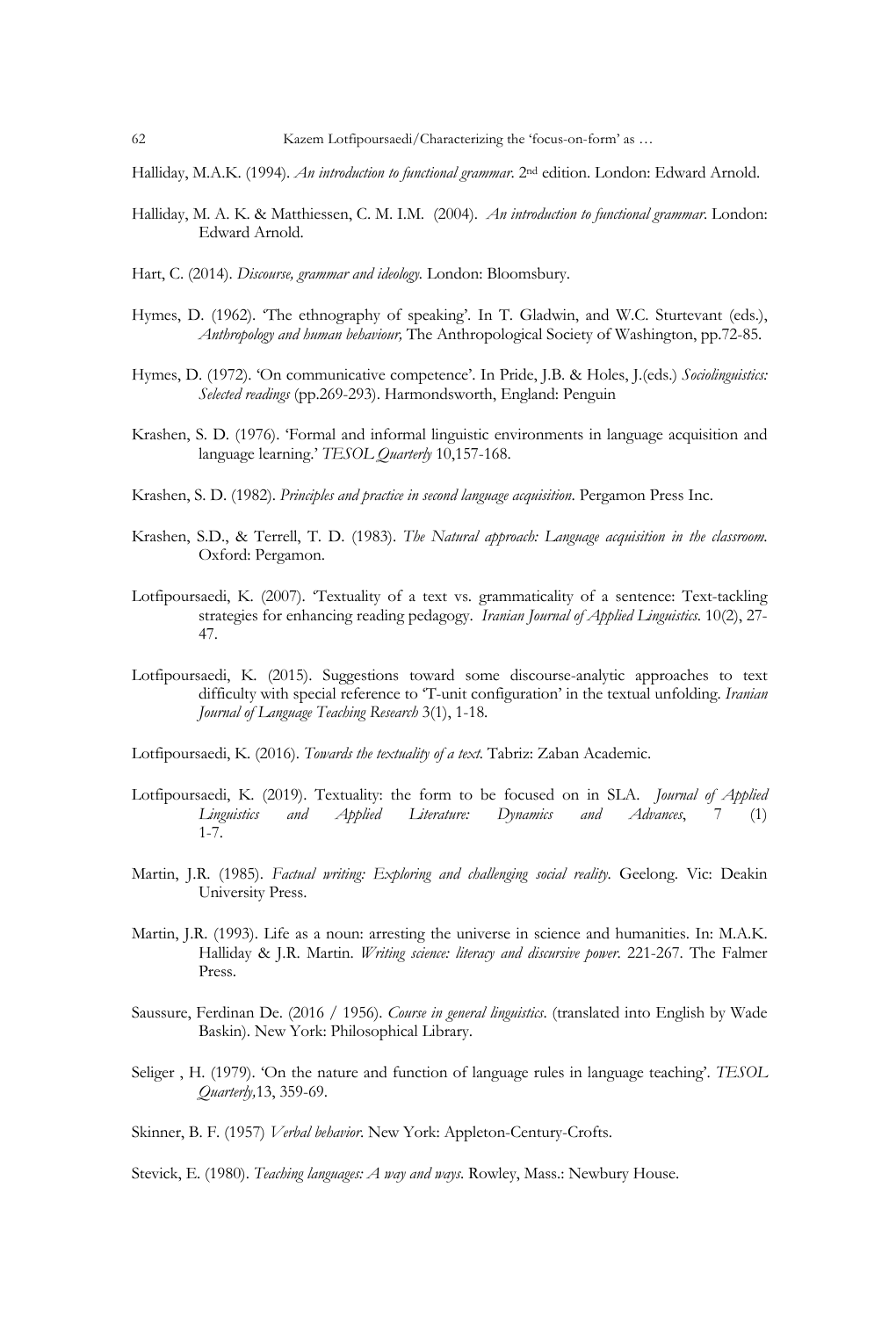Halliday, M.A.K. (1994). *An introduction to functional grammar*. 2nd edition. London: Edward Arnold.

Halliday, M. A. K. & Matthiessen, C. M. I.M. (2004). *An introduction to functional grammar*. London: Edward Arnold.

Hart, C. (2014). *Discourse, grammar and ideology.* London: Bloomsbury.

Hymes, D. (1962). 'The ethnography of speaking'. In T. Gladwin, and W.C. Sturtevant (eds.), *Anthropology and human behaviour,* The Anthropological Society of Washington, pp.72-85.

Hymes, D. (1972). 'On communicative competence'. In Pride, J.B. & Holes, J.(eds.) *Sociolinguistics: Selected readings* (pp.269-293). Harmondsworth, England: Penguin

Krashen, S. D. (1976). 'Formal and informal linguistic environments in language acquisition and language learning.' *TESOL Quarterly* 10,157-168.

Krashen, S. D. (1982). *Principles and practice in second language acquisition*. Pergamon Press Inc.

Krashen, S.D., & Terrell, T. D. (1983). *The Natural approach: Language acquisition in the classroom.* Oxford: Pergamon.

Lotfipoursaedi, K. (2007). 'Textuality of a text vs. grammaticality of a sentence: Text-tackling strategies for enhancing reading pedagogy. *Iranian Journal of Applied Linguistics*. 10(2), 27-47.

Lotfipoursaedi, K. (2015). Suggestions toward some discourse-analytic approaches to text difficulty with special reference to 'T-unit configuration' in the textual unfolding. *Iranian Journal of Language Teaching Research* 3(1), 1-18.

Lotfipoursaedi, K. (2016). *Towards the textuality of a text.* Tabriz: Zaban Academic.

Lotfipoursaedi, K. (2019). Textuality: the form to be focused on in SLA. *Journal of Applied Linguistics and Applied Literature: Dynamics and Advances*, 7 (1) 1-7.

Martin, J.R. (1985). *Factual writing: Exploring and challenging social reality.* Geelong. Vic: Deakin University Press.

Martin, J.R. (1993). Life as a noun: arresting the universe in science and humanities. In: M.A.K. Halliday & J.R. Martin. *Writing science: literacy and discursive power*. 221-267. The Falmer Press.

Saussure, Ferdinan De. (2016 / 1956). *Course in general linguistics*. (translated into English by Wade Baskin). New York: Philosophical Library.

Seliger , H. (1979). 'On the nature and function of language rules in language teaching'. *TESOL Quarterly,*13, 359-69.

Skinner, B. F. (1957) *Verbal behavior*. New York: Appleton-Century-Crofts.

Stevick, E. (1980). *Teaching languages: A way and ways*. Rowley, Mass.: Newbury House.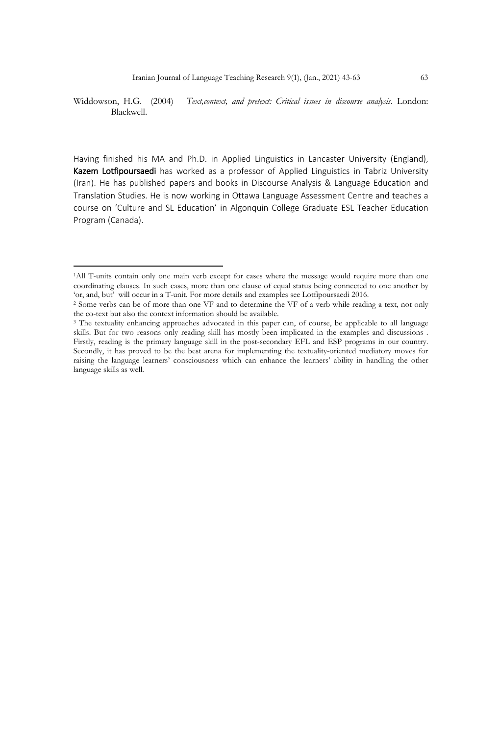Widdowson, H.G. (2004) *Text,context, and pretext: Critical issues in discourse analysis*. London: Blackwell.

Having finished his MA and Ph.D. in Applied Linguistics in Lancaster University (England), **Kazem Lotfipoursaedi** has worked as a professor of Applied Linguistics in Tabriz University (Iran). He has published papers and books in Discourse Analysis & Language Education and Translation Studies. He is now working in Ottawa Language Assessment Centre and teaches a course on 'Culture and SL Education' in Algonquin College Graduate ESL Teacher Education Program (Canada).

---

[1]All T-units contain only one main verb except for cases where the message would require more than one coordinating clauses. In such cases, more than one clause of equal status being connected to one another by 'or, and, but' will occur in a T-unit. For more details and examples see Lotfipoursaedi 2016.

[2] Some verbs can be of more than one VF and to determine the VF of a verb while reading a text, not only the co-text but also the context information should be available.

[3] The textuality enhancing approaches advocated in this paper can, of course, be applicable to all language skills. But for two reasons only reading skill has mostly been implicated in the examples and discussions . Firstly, reading is the primary language skill in the post-secondary EFL and ESP programs in our country. Secondly, it has proved to be the best arena for implementing the textuality-oriented mediatory moves for raising the language learners' consciousness which can enhance the learners' ability in handling the other language skills as well.